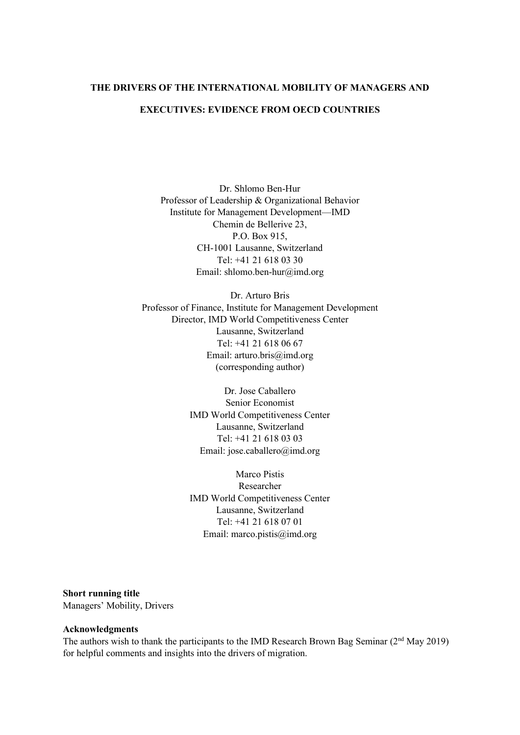# THE DRIVERS OF THE INTERNATIONAL MOBILITY OF MANAGERS AND EXECUTIVES: EVIDENCE FROM OECD COUNTRIES

Dr. Shlomo Ben-Hur
Professor of Leadership & Organizational Behavior
Institute for Management Development—IMD
Chemin de Bellerive 23,
P.O. Box 915,
CH-1001 Lausanne, Switzerland
Tel: +41 21 618 03 30
Email: shlomo.ben-hur@imd.org

Dr. Arturo Bris
Professor of Finance, Institute for Management Development
Director, IMD World Competitiveness Center
Lausanne, Switzerland
Tel: +41 21 618 06 67
Email: arturo.bris@imd.org
(corresponding author)

Dr. Jose Caballero
Senior Economist
IMD World Competitiveness Center
Lausanne, Switzerland
Tel: +41 21 618 03 03
Email: jose.caballero@imd.org

Marco Pistis
Researcher
IMD World Competitiveness Center
Lausanne, Switzerland
Tel: +41 21 618 07 01
Email: marco.pistis@imd.org

**Short running title**
Managers' Mobility, Drivers

**Acknowledgments**
The authors wish to thank the participants to the IMD Research Brown Bag Seminar (2nd May 2019) for helpful comments and insights into the drivers of migration.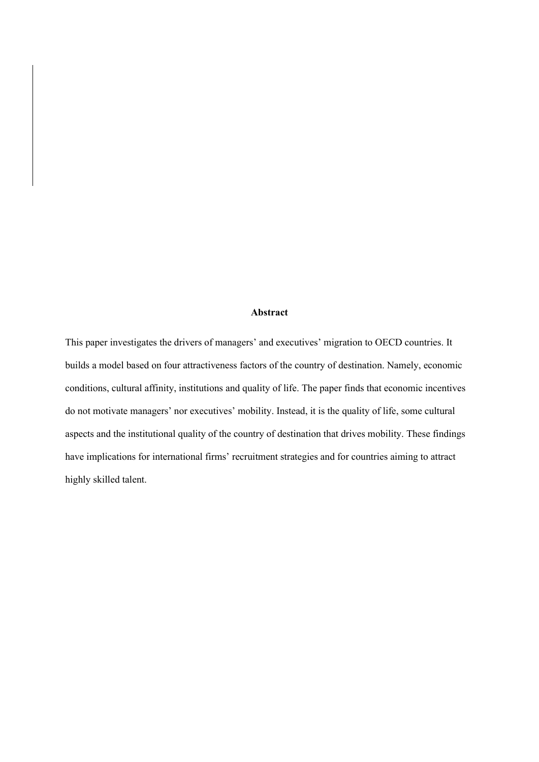**Abstract**

This paper investigates the drivers of managers' and executives' migration to OECD countries. It builds a model based on four attractiveness factors of the country of destination. Namely, economic conditions, cultural affinity, institutions and quality of life. The paper finds that economic incentives do not motivate managers' nor executives' mobility. Instead, it is the quality of life, some cultural aspects and the institutional quality of the country of destination that drives mobility. These findings have implications for international firms' recruitment strategies and for countries aiming to attract highly skilled talent.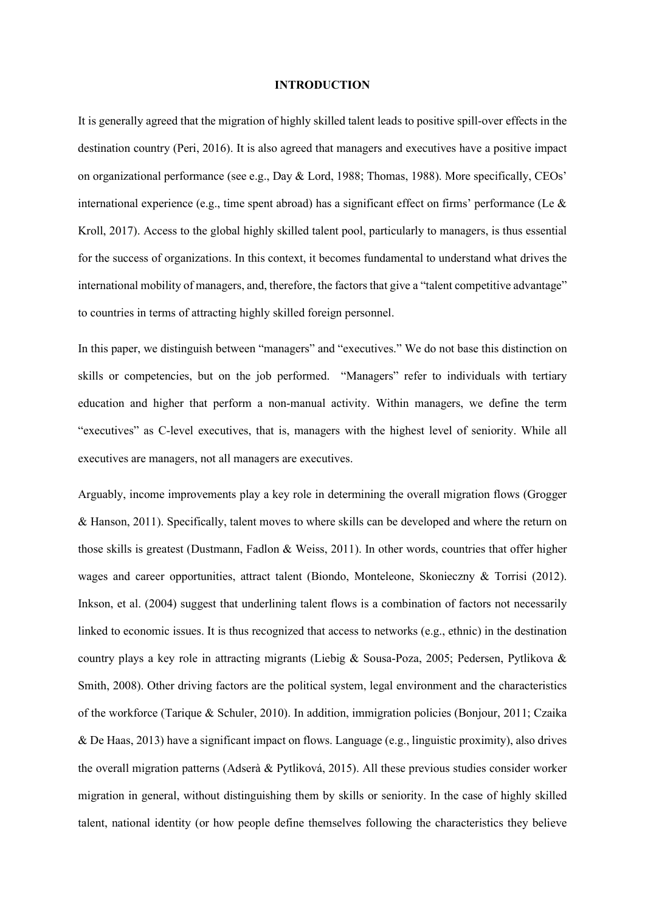# INTRODUCTION

It is generally agreed that the migration of highly skilled talent leads to positive spill-over effects in the destination country (Peri, 2016). It is also agreed that managers and executives have a positive impact on organizational performance (see e.g., Day & Lord, 1988; Thomas, 1988). More specifically, CEOs' international experience (e.g., time spent abroad) has a significant effect on firms' performance (Le & Kroll, 2017). Access to the global highly skilled talent pool, particularly to managers, is thus essential for the success of organizations. In this context, it becomes fundamental to understand what drives the international mobility of managers, and, therefore, the factors that give a "talent competitive advantage" to countries in terms of attracting highly skilled foreign personnel.

In this paper, we distinguish between "managers" and "executives." We do not base this distinction on skills or competencies, but on the job performed. "Managers" refer to individuals with tertiary education and higher that perform a non-manual activity. Within managers, we define the term "executives" as C-level executives, that is, managers with the highest level of seniority. While all executives are managers, not all managers are executives.

Arguably, income improvements play a key role in determining the overall migration flows (Grogger & Hanson, 2011). Specifically, talent moves to where skills can be developed and where the return on those skills is greatest (Dustmann, Fadlon & Weiss, 2011). In other words, countries that offer higher wages and career opportunities, attract talent (Biondo, Monteleone, Skonieczny & Torrisi (2012). Inkson, et al. (2004) suggest that underlining talent flows is a combination of factors not necessarily linked to economic issues. It is thus recognized that access to networks (e.g., ethnic) in the destination country plays a key role in attracting migrants (Liebig & Sousa-Poza, 2005; Pedersen, Pytlikova & Smith, 2008). Other driving factors are the political system, legal environment and the characteristics of the workforce (Tarique & Schuler, 2010). In addition, immigration policies (Bonjour, 2011; Czaika & De Haas, 2013) have a significant impact on flows. Language (e.g., linguistic proximity), also drives the overall migration patterns (Adserà & Pytliková, 2015). All these previous studies consider worker migration in general, without distinguishing them by skills or seniority. In the case of highly skilled talent, national identity (or how people define themselves following the characteristics they believe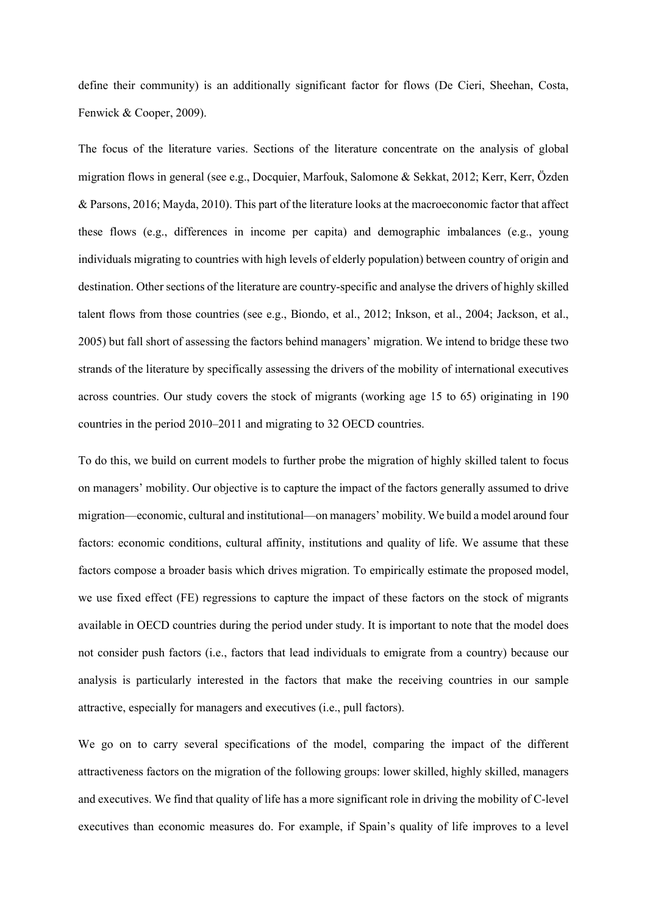define their community) is an additionally significant factor for flows (De Cieri, Sheehan, Costa, Fenwick & Cooper, 2009).

The focus of the literature varies. Sections of the literature concentrate on the analysis of global migration flows in general (see e.g., Docquier, Marfouk, Salomone & Sekkat, 2012; Kerr, Kerr, Özden & Parsons, 2016; Mayda, 2010). This part of the literature looks at the macroeconomic factor that affect these flows (e.g., differences in income per capita) and demographic imbalances (e.g., young individuals migrating to countries with high levels of elderly population) between country of origin and destination. Other sections of the literature are country-specific and analyse the drivers of highly skilled talent flows from those countries (see e.g., Biondo, et al., 2012; Inkson, et al., 2004; Jackson, et al., 2005) but fall short of assessing the factors behind managers' migration. We intend to bridge these two strands of the literature by specifically assessing the drivers of the mobility of international executives across countries. Our study covers the stock of migrants (working age 15 to 65) originating in 190 countries in the period 2010–2011 and migrating to 32 OECD countries.

To do this, we build on current models to further probe the migration of highly skilled talent to focus on managers' mobility. Our objective is to capture the impact of the factors generally assumed to drive migration—economic, cultural and institutional—on managers' mobility. We build a model around four factors: economic conditions, cultural affinity, institutions and quality of life. We assume that these factors compose a broader basis which drives migration. To empirically estimate the proposed model, we use fixed effect (FE) regressions to capture the impact of these factors on the stock of migrants available in OECD countries during the period under study. It is important to note that the model does not consider push factors (i.e., factors that lead individuals to emigrate from a country) because our analysis is particularly interested in the factors that make the receiving countries in our sample attractive, especially for managers and executives (i.e., pull factors).

We go on to carry several specifications of the model, comparing the impact of the different attractiveness factors on the migration of the following groups: lower skilled, highly skilled, managers and executives. We find that quality of life has a more significant role in driving the mobility of C-level executives than economic measures do. For example, if Spain's quality of life improves to a level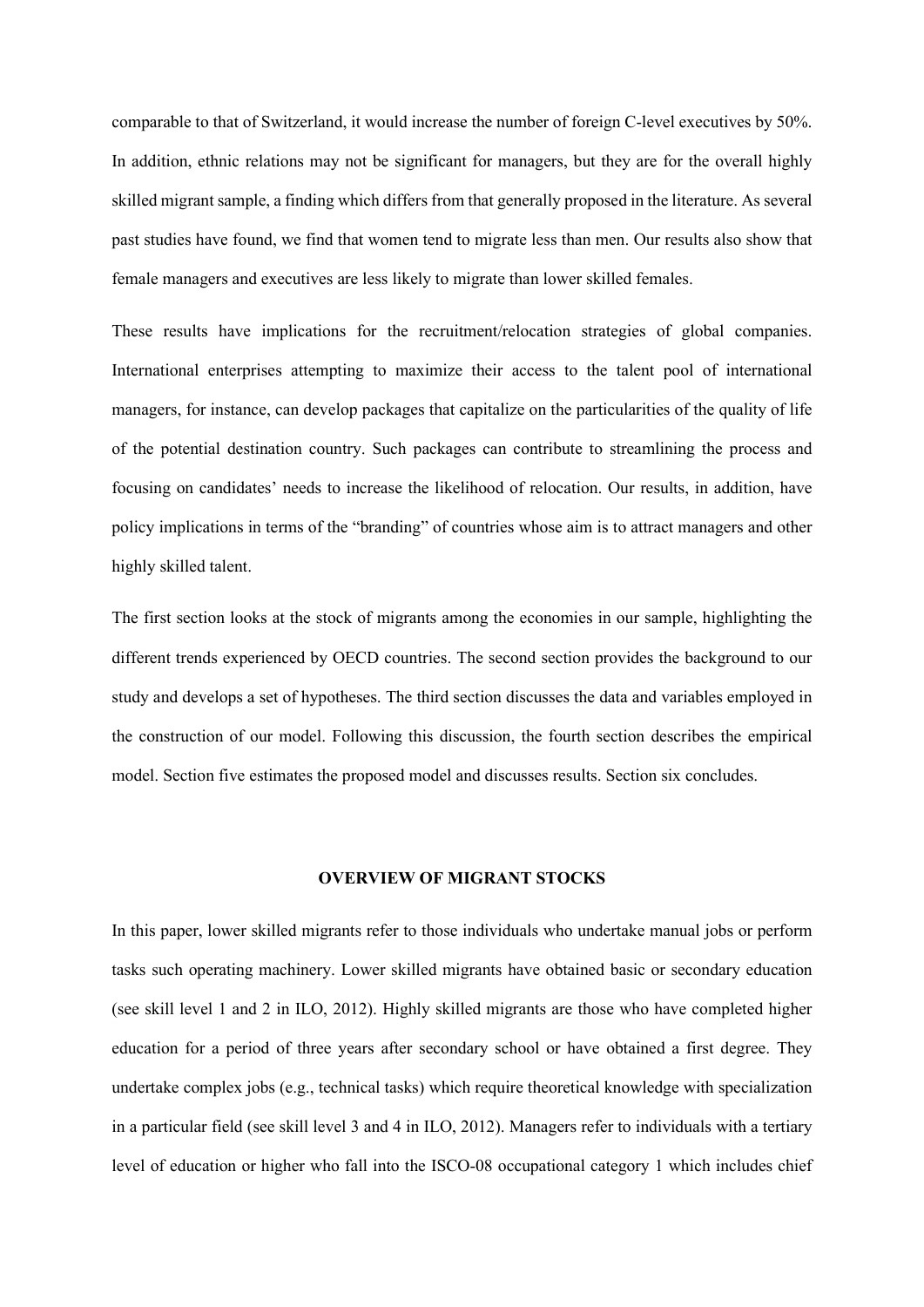comparable to that of Switzerland, it would increase the number of foreign C-level executives by 50%. In addition, ethnic relations may not be significant for managers, but they are for the overall highly skilled migrant sample, a finding which differs from that generally proposed in the literature. As several past studies have found, we find that women tend to migrate less than men. Our results also show that female managers and executives are less likely to migrate than lower skilled females.

These results have implications for the recruitment/relocation strategies of global companies. International enterprises attempting to maximize their access to the talent pool of international managers, for instance, can develop packages that capitalize on the particularities of the quality of life of the potential destination country. Such packages can contribute to streamlining the process and focusing on candidates' needs to increase the likelihood of relocation. Our results, in addition, have policy implications in terms of the "branding" of countries whose aim is to attract managers and other highly skilled talent.

The first section looks at the stock of migrants among the economies in our sample, highlighting the different trends experienced by OECD countries. The second section provides the background to our study and develops a set of hypotheses. The third section discusses the data and variables employed in the construction of our model. Following this discussion, the fourth section describes the empirical model. Section five estimates the proposed model and discusses results. Section six concludes.

## OVERVIEW OF MIGRANT STOCKS

In this paper, lower skilled migrants refer to those individuals who undertake manual jobs or perform tasks such operating machinery. Lower skilled migrants have obtained basic or secondary education (see skill level 1 and 2 in ILO, 2012). Highly skilled migrants are those who have completed higher education for a period of three years after secondary school or have obtained a first degree. They undertake complex jobs (e.g., technical tasks) which require theoretical knowledge with specialization in a particular field (see skill level 3 and 4 in ILO, 2012). Managers refer to individuals with a tertiary level of education or higher who fall into the ISCO-08 occupational category 1 which includes chief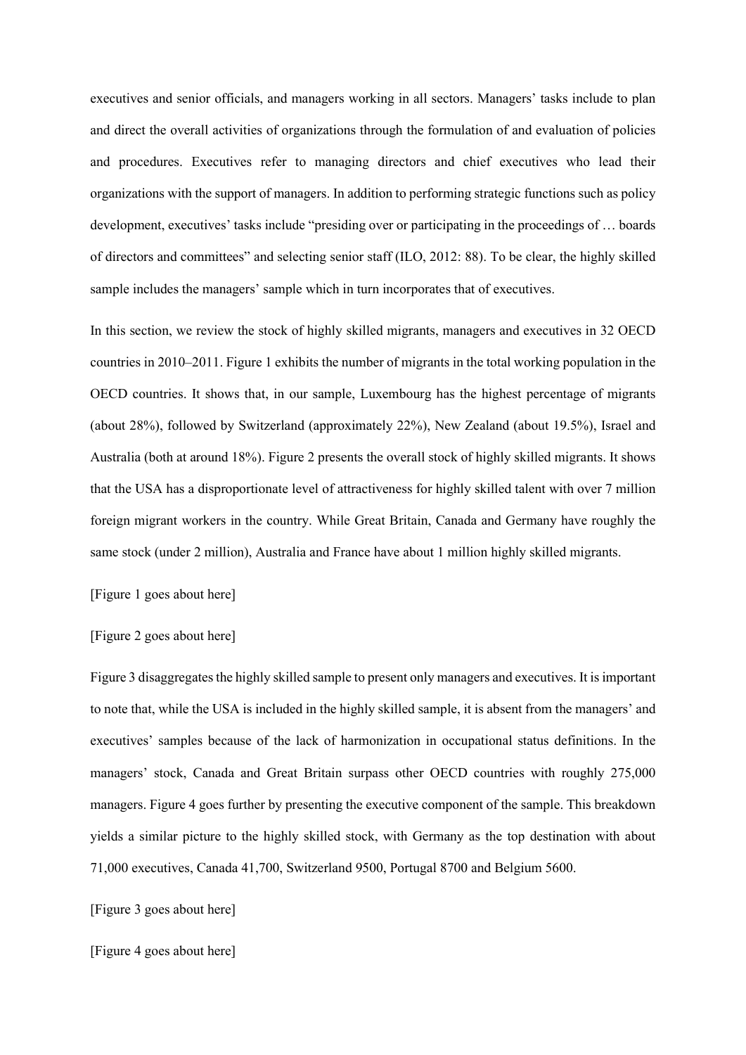executives and senior officials, and managers working in all sectors. Managers' tasks include to plan and direct the overall activities of organizations through the formulation of and evaluation of policies and procedures. Executives refer to managing directors and chief executives who lead their organizations with the support of managers. In addition to performing strategic functions such as policy development, executives' tasks include "presiding over or participating in the proceedings of … boards of directors and committees" and selecting senior staff (ILO, 2012: 88). To be clear, the highly skilled sample includes the managers' sample which in turn incorporates that of executives.

In this section, we review the stock of highly skilled migrants, managers and executives in 32 OECD countries in 2010–2011. Figure 1 exhibits the number of migrants in the total working population in the OECD countries. It shows that, in our sample, Luxembourg has the highest percentage of migrants (about 28%), followed by Switzerland (approximately 22%), New Zealand (about 19.5%), Israel and Australia (both at around 18%). Figure 2 presents the overall stock of highly skilled migrants. It shows that the USA has a disproportionate level of attractiveness for highly skilled talent with over 7 million foreign migrant workers in the country. While Great Britain, Canada and Germany have roughly the same stock (under 2 million), Australia and France have about 1 million highly skilled migrants.

[Figure 1 goes about here]

[Figure 2 goes about here]

Figure 3 disaggregates the highly skilled sample to present only managers and executives. It is important to note that, while the USA is included in the highly skilled sample, it is absent from the managers' and executives' samples because of the lack of harmonization in occupational status definitions. In the managers' stock, Canada and Great Britain surpass other OECD countries with roughly 275,000 managers. Figure 4 goes further by presenting the executive component of the sample. This breakdown yields a similar picture to the highly skilled stock, with Germany as the top destination with about 71,000 executives, Canada 41,700, Switzerland 9500, Portugal 8700 and Belgium 5600.

[Figure 3 goes about here]

[Figure 4 goes about here]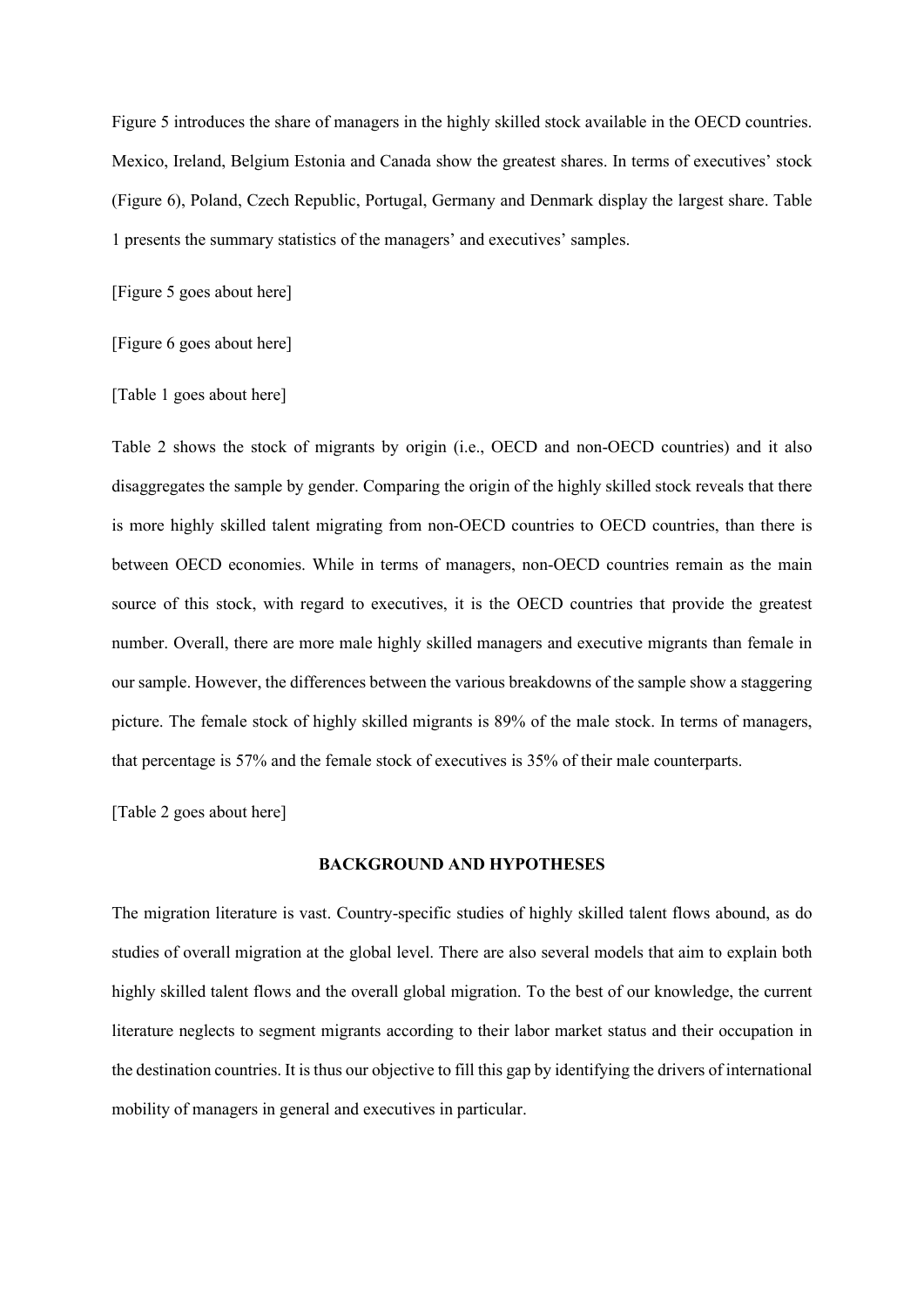Figure 5 introduces the share of managers in the highly skilled stock available in the OECD countries. Mexico, Ireland, Belgium Estonia and Canada show the greatest shares. In terms of executives' stock (Figure 6), Poland, Czech Republic, Portugal, Germany and Denmark display the largest share. Table 1 presents the summary statistics of the managers' and executives' samples.

[Figure 5 goes about here]

[Figure 6 goes about here]

[Table 1 goes about here]

Table 2 shows the stock of migrants by origin (i.e., OECD and non-OECD countries) and it also disaggregates the sample by gender. Comparing the origin of the highly skilled stock reveals that there is more highly skilled talent migrating from non-OECD countries to OECD countries, than there is between OECD economies. While in terms of managers, non-OECD countries remain as the main source of this stock, with regard to executives, it is the OECD countries that provide the greatest number. Overall, there are more male highly skilled managers and executive migrants than female in our sample. However, the differences between the various breakdowns of the sample show a staggering picture. The female stock of highly skilled migrants is 89% of the male stock. In terms of managers, that percentage is 57% and the female stock of executives is 35% of their male counterparts.

[Table 2 goes about here]

## BACKGROUND AND HYPOTHESES

The migration literature is vast. Country-specific studies of highly skilled talent flows abound, as do studies of overall migration at the global level. There are also several models that aim to explain both highly skilled talent flows and the overall global migration. To the best of our knowledge, the current literature neglects to segment migrants according to their labor market status and their occupation in the destination countries. It is thus our objective to fill this gap by identifying the drivers of international mobility of managers in general and executives in particular.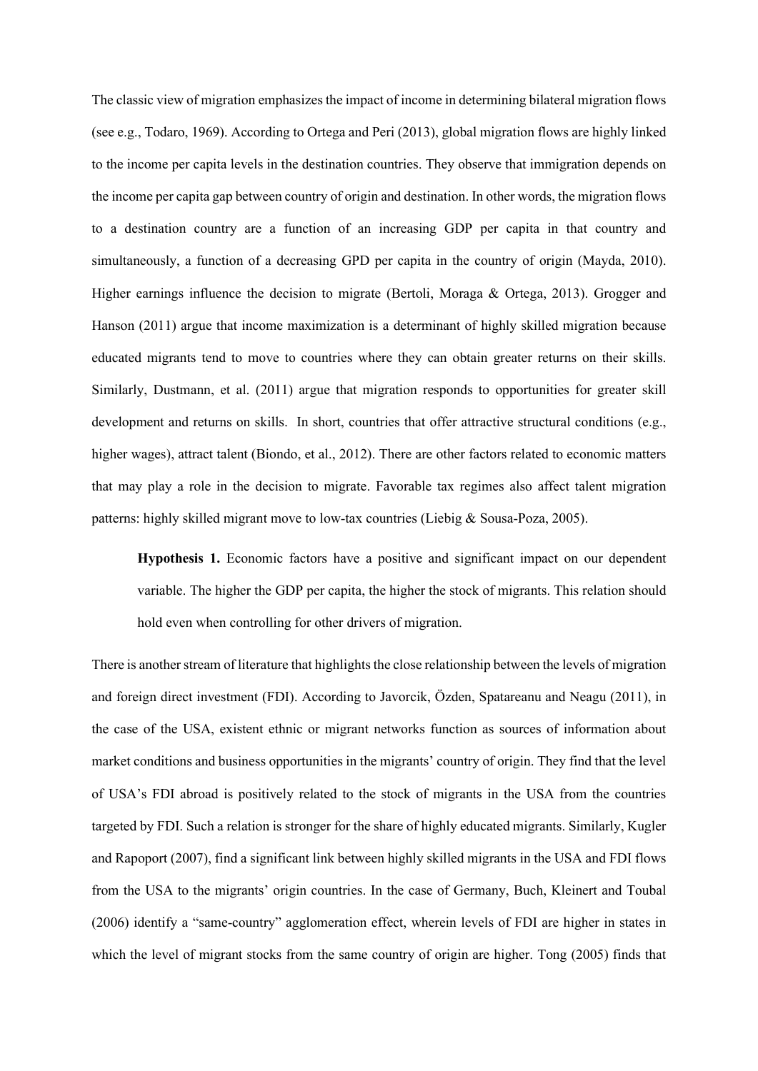The classic view of migration emphasizes the impact of income in determining bilateral migration flows (see e.g., Todaro, 1969). According to Ortega and Peri (2013), global migration flows are highly linked to the income per capita levels in the destination countries. They observe that immigration depends on the income per capita gap between country of origin and destination. In other words, the migration flows to a destination country are a function of an increasing GDP per capita in that country and simultaneously, a function of a decreasing GPD per capita in the country of origin (Mayda, 2010). Higher earnings influence the decision to migrate (Bertoli, Moraga & Ortega, 2013). Grogger and Hanson (2011) argue that income maximization is a determinant of highly skilled migration because educated migrants tend to move to countries where they can obtain greater returns on their skills. Similarly, Dustmann, et al. (2011) argue that migration responds to opportunities for greater skill development and returns on skills. In short, countries that offer attractive structural conditions (e.g., higher wages), attract talent (Biondo, et al., 2012). There are other factors related to economic matters that may play a role in the decision to migrate. Favorable tax regimes also affect talent migration patterns: highly skilled migrant move to low-tax countries (Liebig & Sousa-Poza, 2005).

> **Hypothesis 1.** Economic factors have a positive and significant impact on our dependent variable. The higher the GDP per capita, the higher the stock of migrants. This relation should hold even when controlling for other drivers of migration.

There is another stream of literature that highlights the close relationship between the levels of migration and foreign direct investment (FDI). According to Javorcik, Özden, Spatareanu and Neagu (2011), in the case of the USA, existent ethnic or migrant networks function as sources of information about market conditions and business opportunities in the migrants' country of origin. They find that the level of USA's FDI abroad is positively related to the stock of migrants in the USA from the countries targeted by FDI. Such a relation is stronger for the share of highly educated migrants. Similarly, Kugler and Rapoport (2007), find a significant link between highly skilled migrants in the USA and FDI flows from the USA to the migrants' origin countries. In the case of Germany, Buch, Kleinert and Toubal (2006) identify a "same-country" agglomeration effect, wherein levels of FDI are higher in states in which the level of migrant stocks from the same country of origin are higher. Tong (2005) finds that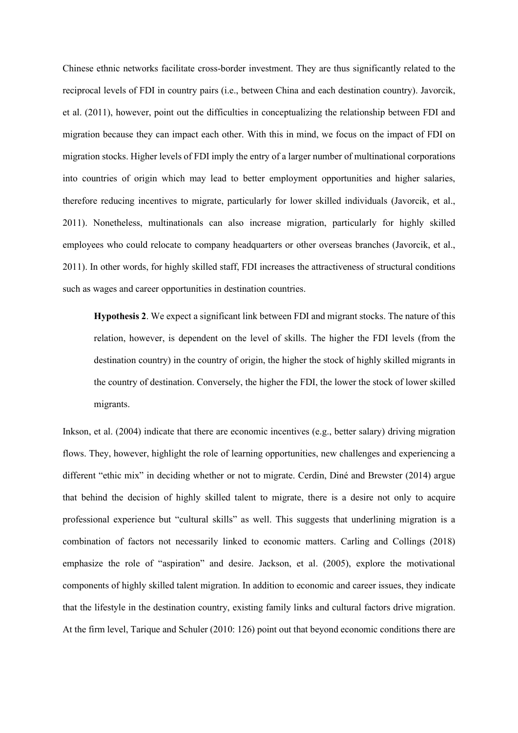Chinese ethnic networks facilitate cross-border investment. They are thus significantly related to the reciprocal levels of FDI in country pairs (i.e., between China and each destination country). Javorcik, et al. (2011), however, point out the difficulties in conceptualizing the relationship between FDI and migration because they can impact each other. With this in mind, we focus on the impact of FDI on migration stocks. Higher levels of FDI imply the entry of a larger number of multinational corporations into countries of origin which may lead to better employment opportunities and higher salaries, therefore reducing incentives to migrate, particularly for lower skilled individuals (Javorcik, et al., 2011). Nonetheless, multinationals can also increase migration, particularly for highly skilled employees who could relocate to company headquarters or other overseas branches (Javorcik, et al., 2011). In other words, for highly skilled staff, FDI increases the attractiveness of structural conditions such as wages and career opportunities in destination countries.

> **Hypothesis 2**. We expect a significant link between FDI and migrant stocks. The nature of this relation, however, is dependent on the level of skills. The higher the FDI levels (from the destination country) in the country of origin, the higher the stock of highly skilled migrants in the country of destination. Conversely, the higher the FDI, the lower the stock of lower skilled migrants.

Inkson, et al. (2004) indicate that there are economic incentives (e.g., better salary) driving migration flows. They, however, highlight the role of learning opportunities, new challenges and experiencing a different "ethic mix" in deciding whether or not to migrate. Cerdin, Diné and Brewster (2014) argue that behind the decision of highly skilled talent to migrate, there is a desire not only to acquire professional experience but "cultural skills" as well. This suggests that underlining migration is a combination of factors not necessarily linked to economic matters. Carling and Collings (2018) emphasize the role of "aspiration" and desire. Jackson, et al. (2005), explore the motivational components of highly skilled talent migration. In addition to economic and career issues, they indicate that the lifestyle in the destination country, existing family links and cultural factors drive migration. At the firm level, Tarique and Schuler (2010: 126) point out that beyond economic conditions there are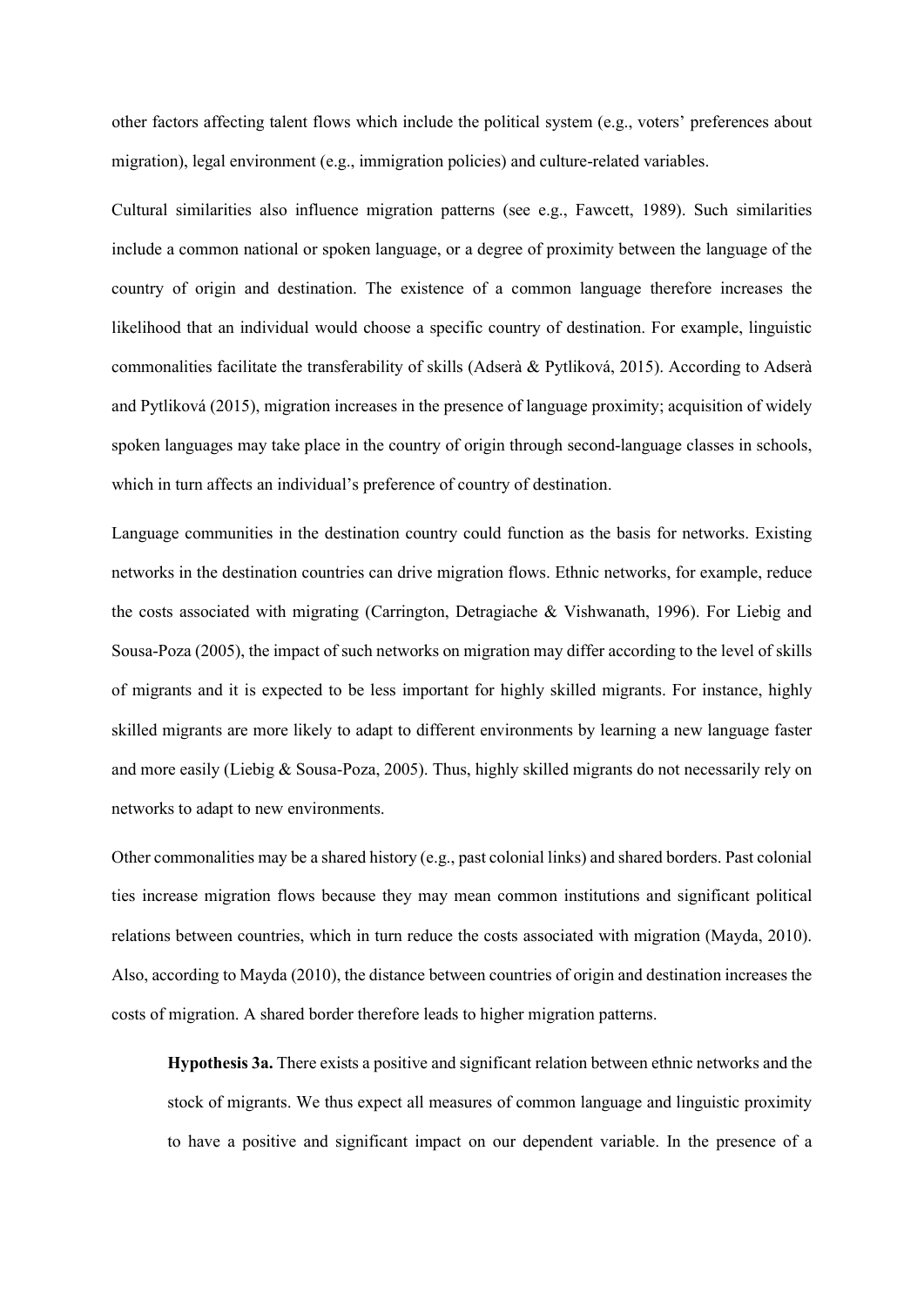other factors affecting talent flows which include the political system (e.g., voters' preferences about migration), legal environment (e.g., immigration policies) and culture-related variables.

Cultural similarities also influence migration patterns (see e.g., Fawcett, 1989). Such similarities include a common national or spoken language, or a degree of proximity between the language of the country of origin and destination. The existence of a common language therefore increases the likelihood that an individual would choose a specific country of destination. For example, linguistic commonalities facilitate the transferability of skills (Adserà & Pytliková, 2015). According to Adserà and Pytliková (2015), migration increases in the presence of language proximity; acquisition of widely spoken languages may take place in the country of origin through second-language classes in schools, which in turn affects an individual's preference of country of destination.

Language communities in the destination country could function as the basis for networks. Existing networks in the destination countries can drive migration flows. Ethnic networks, for example, reduce the costs associated with migrating (Carrington, Detragiache & Vishwanath, 1996). For Liebig and Sousa-Poza (2005), the impact of such networks on migration may differ according to the level of skills of migrants and it is expected to be less important for highly skilled migrants. For instance, highly skilled migrants are more likely to adapt to different environments by learning a new language faster and more easily (Liebig & Sousa-Poza, 2005). Thus, highly skilled migrants do not necessarily rely on networks to adapt to new environments.

Other commonalities may be a shared history (e.g., past colonial links) and shared borders. Past colonial ties increase migration flows because they may mean common institutions and significant political relations between countries, which in turn reduce the costs associated with migration (Mayda, 2010). Also, according to Mayda (2010), the distance between countries of origin and destination increases the costs of migration. A shared border therefore leads to higher migration patterns.

> **Hypothesis 3a.** There exists a positive and significant relation between ethnic networks and the stock of migrants. We thus expect all measures of common language and linguistic proximity to have a positive and significant impact on our dependent variable. In the presence of a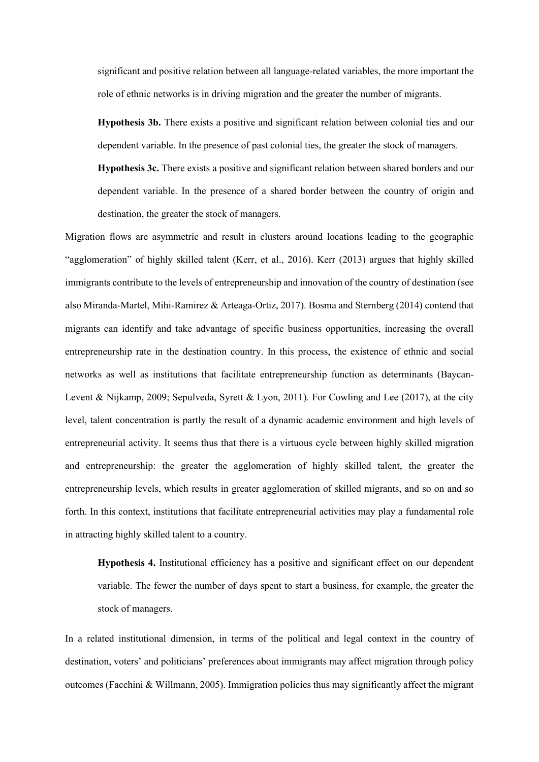significant and positive relation between all language-related variables, the more important the role of ethnic networks is in driving migration and the greater the number of migrants.

> **Hypothesis 3b.** There exists a positive and significant relation between colonial ties and our dependent variable. In the presence of past colonial ties, the greater the stock of managers.
>
> **Hypothesis 3c.** There exists a positive and significant relation between shared borders and our dependent variable. In the presence of a shared border between the country of origin and destination, the greater the stock of managers.

Migration flows are asymmetric and result in clusters around locations leading to the geographic "agglomeration" of highly skilled talent (Kerr, et al., 2016). Kerr (2013) argues that highly skilled immigrants contribute to the levels of entrepreneurship and innovation of the country of destination (see also Miranda-Martel, Mihi-Ramirez & Arteaga-Ortiz, 2017). Bosma and Sternberg (2014) contend that migrants can identify and take advantage of specific business opportunities, increasing the overall entrepreneurship rate in the destination country. In this process, the existence of ethnic and social networks as well as institutions that facilitate entrepreneurship function as determinants (Baycan-Levent & Nijkamp, 2009; Sepulveda, Syrett & Lyon, 2011). For Cowling and Lee (2017), at the city level, talent concentration is partly the result of a dynamic academic environment and high levels of entrepreneurial activity. It seems thus that there is a virtuous cycle between highly skilled migration and entrepreneurship: the greater the agglomeration of highly skilled talent, the greater the entrepreneurship levels, which results in greater agglomeration of skilled migrants, and so on and so forth. In this context, institutions that facilitate entrepreneurial activities may play a fundamental role in attracting highly skilled talent to a country.

> **Hypothesis 4.** Institutional efficiency has a positive and significant effect on our dependent variable. The fewer the number of days spent to start a business, for example, the greater the stock of managers.

In a related institutional dimension, in terms of the political and legal context in the country of destination, voters' and politicians' preferences about immigrants may affect migration through policy outcomes (Facchini & Willmann, 2005). Immigration policies thus may significantly affect the migrant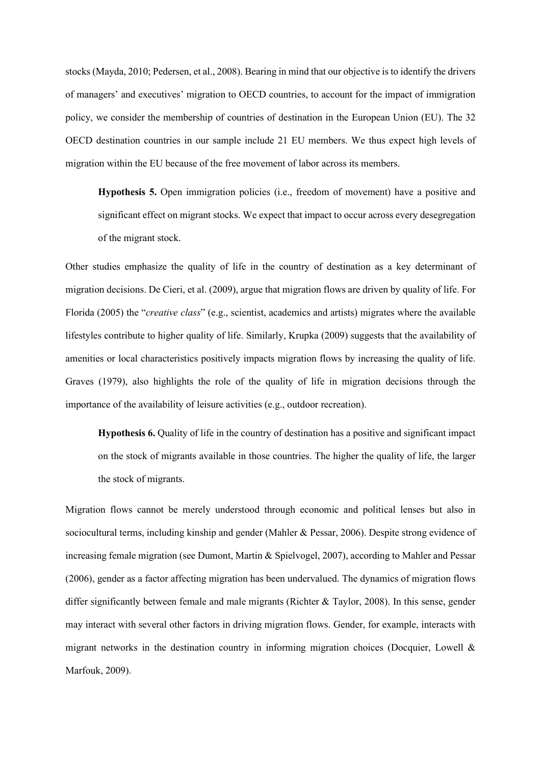stocks (Mayda, 2010; Pedersen, et al., 2008). Bearing in mind that our objective is to identify the drivers of managers' and executives' migration to OECD countries, to account for the impact of immigration policy, we consider the membership of countries of destination in the European Union (EU). The 32 OECD destination countries in our sample include 21 EU members. We thus expect high levels of migration within the EU because of the free movement of labor across its members.

> **Hypothesis 5.** Open immigration policies (i.e., freedom of movement) have a positive and significant effect on migrant stocks. We expect that impact to occur across every desegregation of the migrant stock.

Other studies emphasize the quality of life in the country of destination as a key determinant of migration decisions. De Cieri, et al. (2009), argue that migration flows are driven by quality of life. For Florida (2005) the "*creative class*" (e.g., scientist, academics and artists) migrates where the available lifestyles contribute to higher quality of life. Similarly, Krupka (2009) suggests that the availability of amenities or local characteristics positively impacts migration flows by increasing the quality of life. Graves (1979), also highlights the role of the quality of life in migration decisions through the importance of the availability of leisure activities (e.g., outdoor recreation).

> **Hypothesis 6.** Quality of life in the country of destination has a positive and significant impact on the stock of migrants available in those countries. The higher the quality of life, the larger the stock of migrants.

Migration flows cannot be merely understood through economic and political lenses but also in sociocultural terms, including kinship and gender (Mahler & Pessar, 2006). Despite strong evidence of increasing female migration (see Dumont, Martin & Spielvogel, 2007), according to Mahler and Pessar (2006), gender as a factor affecting migration has been undervalued. The dynamics of migration flows differ significantly between female and male migrants (Richter & Taylor, 2008). In this sense, gender may interact with several other factors in driving migration flows. Gender, for example, interacts with migrant networks in the destination country in informing migration choices (Docquier, Lowell & Marfouk, 2009).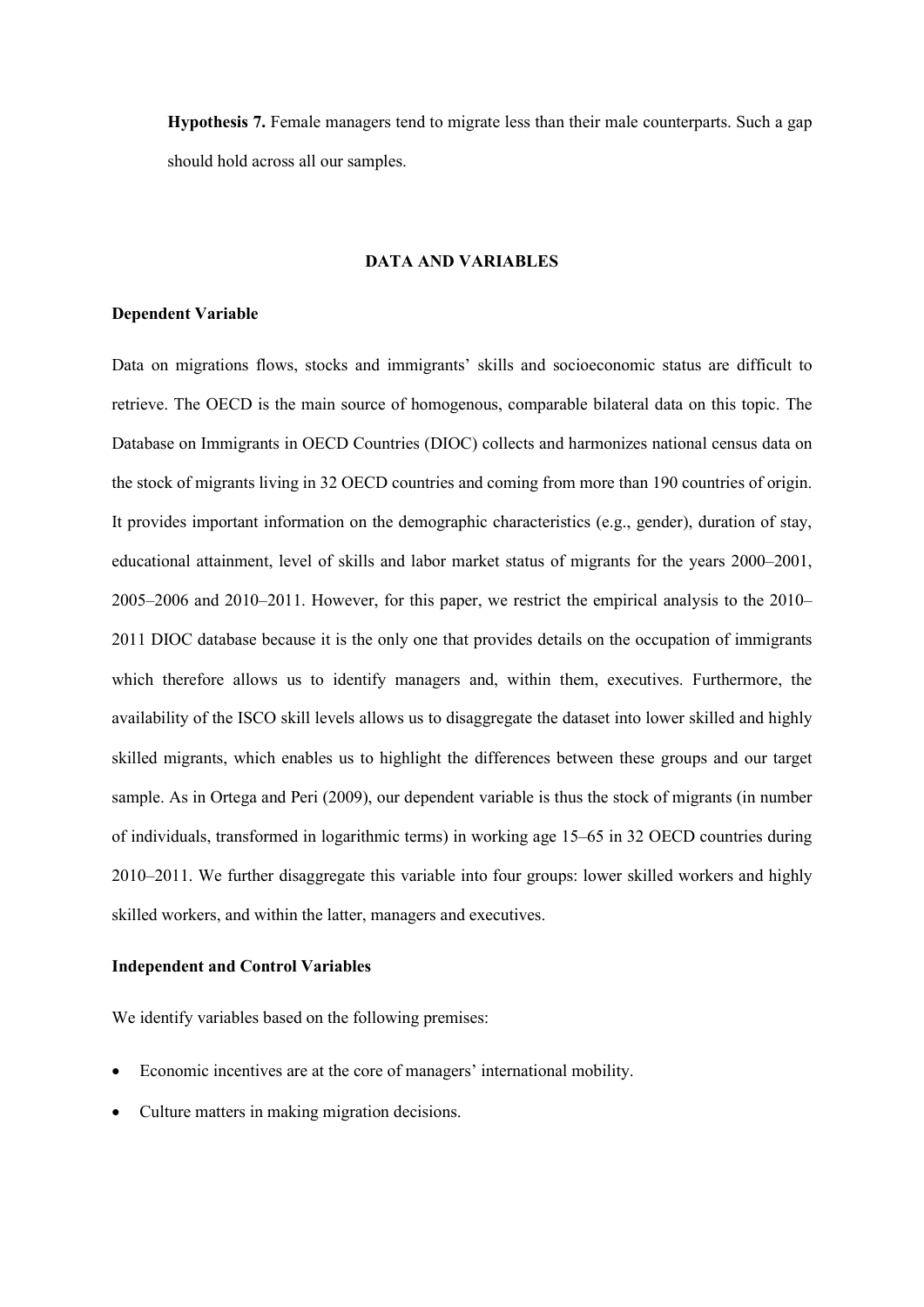**Hypothesis 7.** Female managers tend to migrate less than their male counterparts. Such a gap should hold across all our samples.

## DATA AND VARIABLES

### Dependent Variable

Data on migrations flows, stocks and immigrants' skills and socioeconomic status are difficult to retrieve. The OECD is the main source of homogenous, comparable bilateral data on this topic. The Database on Immigrants in OECD Countries (DIOC) collects and harmonizes national census data on the stock of migrants living in 32 OECD countries and coming from more than 190 countries of origin. It provides important information on the demographic characteristics (e.g., gender), duration of stay, educational attainment, level of skills and labor market status of migrants for the years 2000–2001, 2005–2006 and 2010–2011. However, for this paper, we restrict the empirical analysis to the 2010–2011 DIOC database because it is the only one that provides details on the occupation of immigrants which therefore allows us to identify managers and, within them, executives. Furthermore, the availability of the ISCO skill levels allows us to disaggregate the dataset into lower skilled and highly skilled migrants, which enables us to highlight the differences between these groups and our target sample. As in Ortega and Peri (2009), our dependent variable is thus the stock of migrants (in number of individuals, transformed in logarithmic terms) in working age 15–65 in 32 OECD countries during 2010–2011. We further disaggregate this variable into four groups: lower skilled workers and highly skilled workers, and within the latter, managers and executives.

### Independent and Control Variables

We identify variables based on the following premises:

- Economic incentives are at the core of managers' international mobility.
- Culture matters in making migration decisions.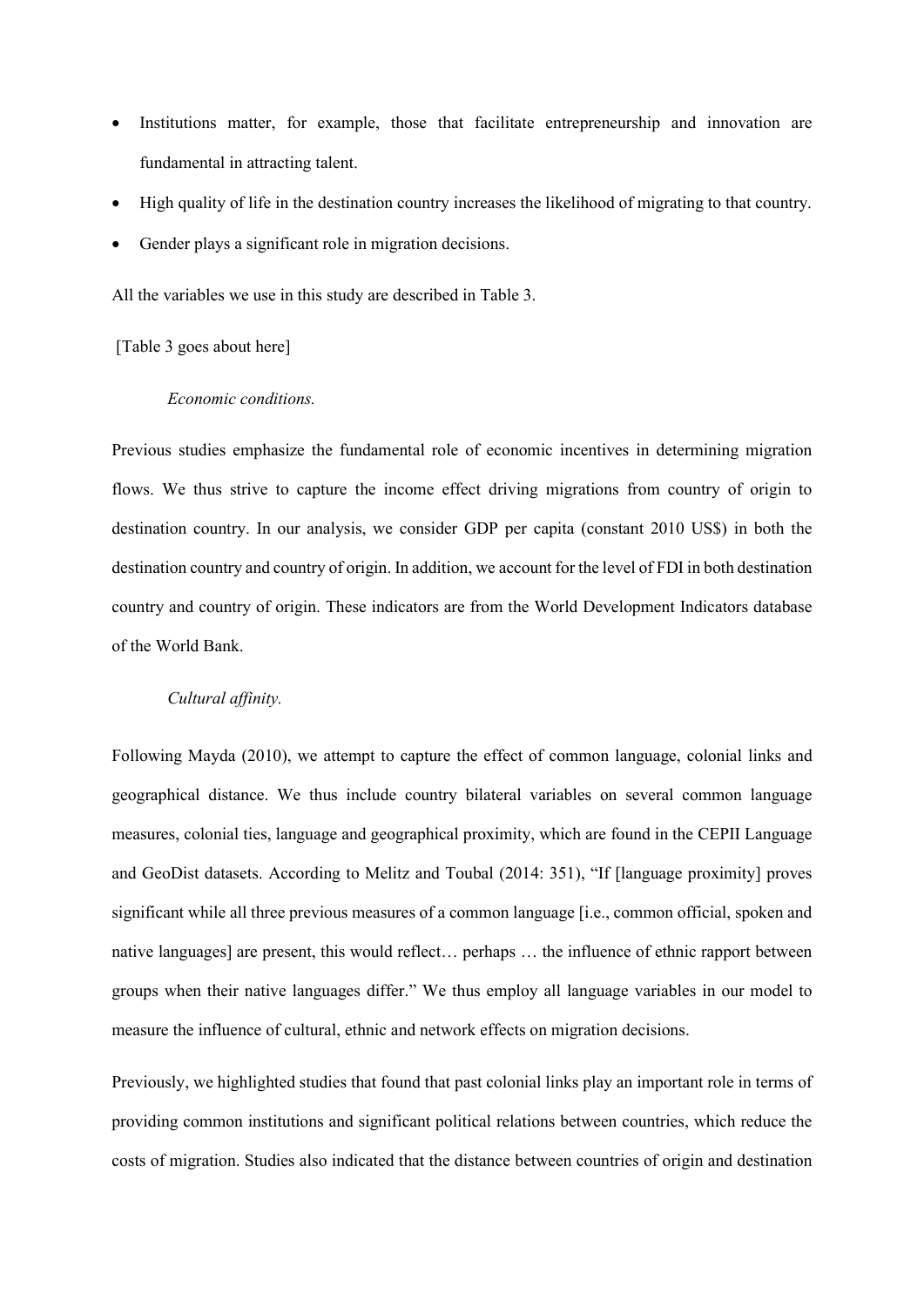- Institutions matter, for example, those that facilitate entrepreneurship and innovation are fundamental in attracting talent.
- High quality of life in the destination country increases the likelihood of migrating to that country.
- Gender plays a significant role in migration decisions.

All the variables we use in this study are described in Table 3.

[Table 3 goes about here]

*Economic conditions.*

Previous studies emphasize the fundamental role of economic incentives in determining migration flows. We thus strive to capture the income effect driving migrations from country of origin to destination country. In our analysis, we consider GDP per capita (constant 2010 US$) in both the destination country and country of origin. In addition, we account for the level of FDI in both destination country and country of origin. These indicators are from the World Development Indicators database of the World Bank.

*Cultural affinity.*

Following Mayda (2010), we attempt to capture the effect of common language, colonial links and geographical distance. We thus include country bilateral variables on several common language measures, colonial ties, language and geographical proximity, which are found in the CEPII Language and GeoDist datasets. According to Melitz and Toubal (2014: 351), "If [language proximity] proves significant while all three previous measures of a common language [i.e., common official, spoken and native languages] are present, this would reflect… perhaps … the influence of ethnic rapport between groups when their native languages differ." We thus employ all language variables in our model to measure the influence of cultural, ethnic and network effects on migration decisions.

Previously, we highlighted studies that found that past colonial links play an important role in terms of providing common institutions and significant political relations between countries, which reduce the costs of migration. Studies also indicated that the distance between countries of origin and destination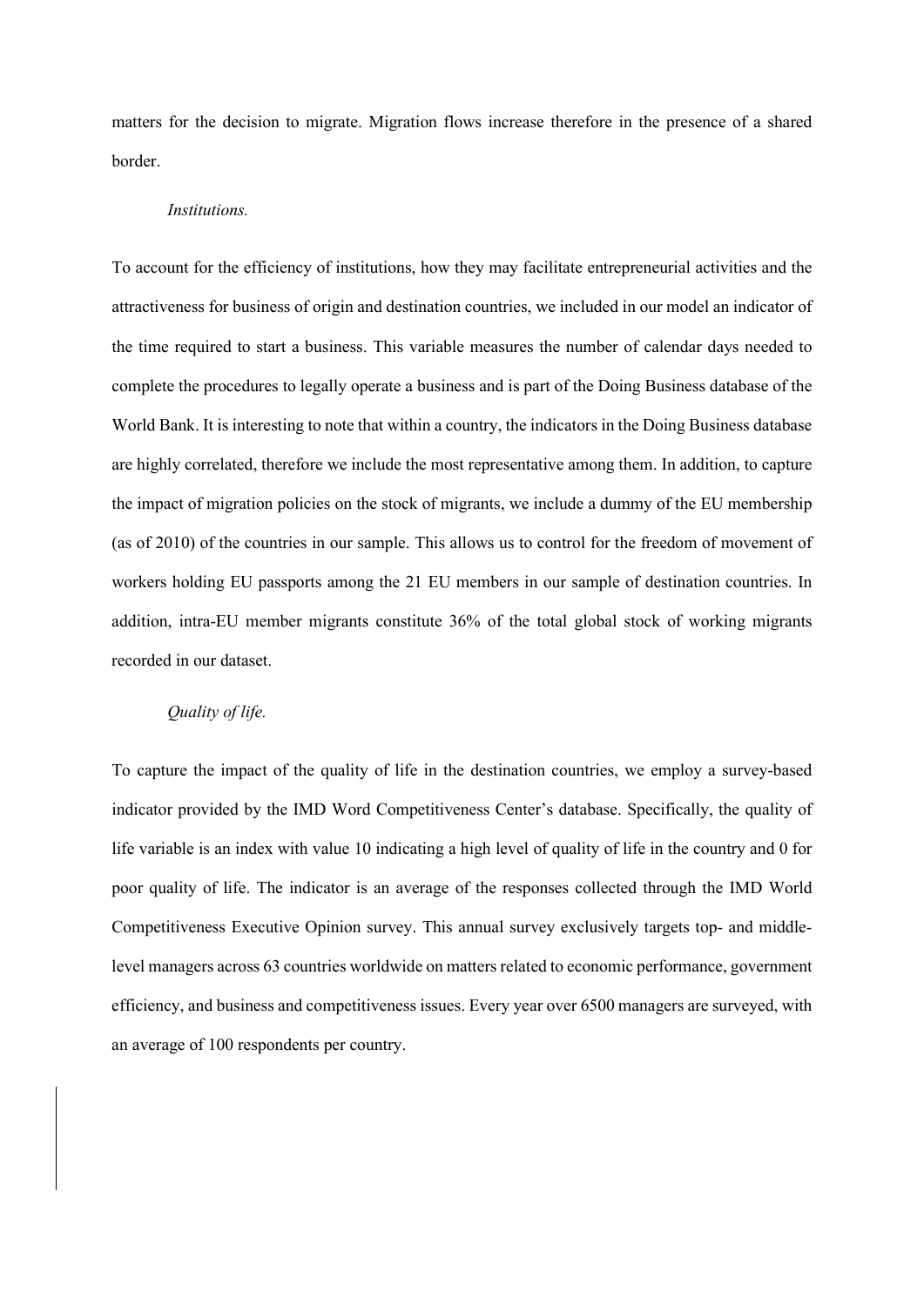matters for the decision to migrate. Migration flows increase therefore in the presence of a shared border.

*Institutions.*

To account for the efficiency of institutions, how they may facilitate entrepreneurial activities and the attractiveness for business of origin and destination countries, we included in our model an indicator of the time required to start a business. This variable measures the number of calendar days needed to complete the procedures to legally operate a business and is part of the Doing Business database of the World Bank. It is interesting to note that within a country, the indicators in the Doing Business database are highly correlated, therefore we include the most representative among them. In addition, to capture the impact of migration policies on the stock of migrants, we include a dummy of the EU membership (as of 2010) of the countries in our sample. This allows us to control for the freedom of movement of workers holding EU passports among the 21 EU members in our sample of destination countries. In addition, intra-EU member migrants constitute 36% of the total global stock of working migrants recorded in our dataset.

*Quality of life.*

To capture the impact of the quality of life in the destination countries, we employ a survey-based indicator provided by the IMD Word Competitiveness Center's database. Specifically, the quality of life variable is an index with value 10 indicating a high level of quality of life in the country and 0 for poor quality of life. The indicator is an average of the responses collected through the IMD World Competitiveness Executive Opinion survey. This annual survey exclusively targets top- and middle-level managers across 63 countries worldwide on matters related to economic performance, government efficiency, and business and competitiveness issues. Every year over 6500 managers are surveyed, with an average of 100 respondents per country.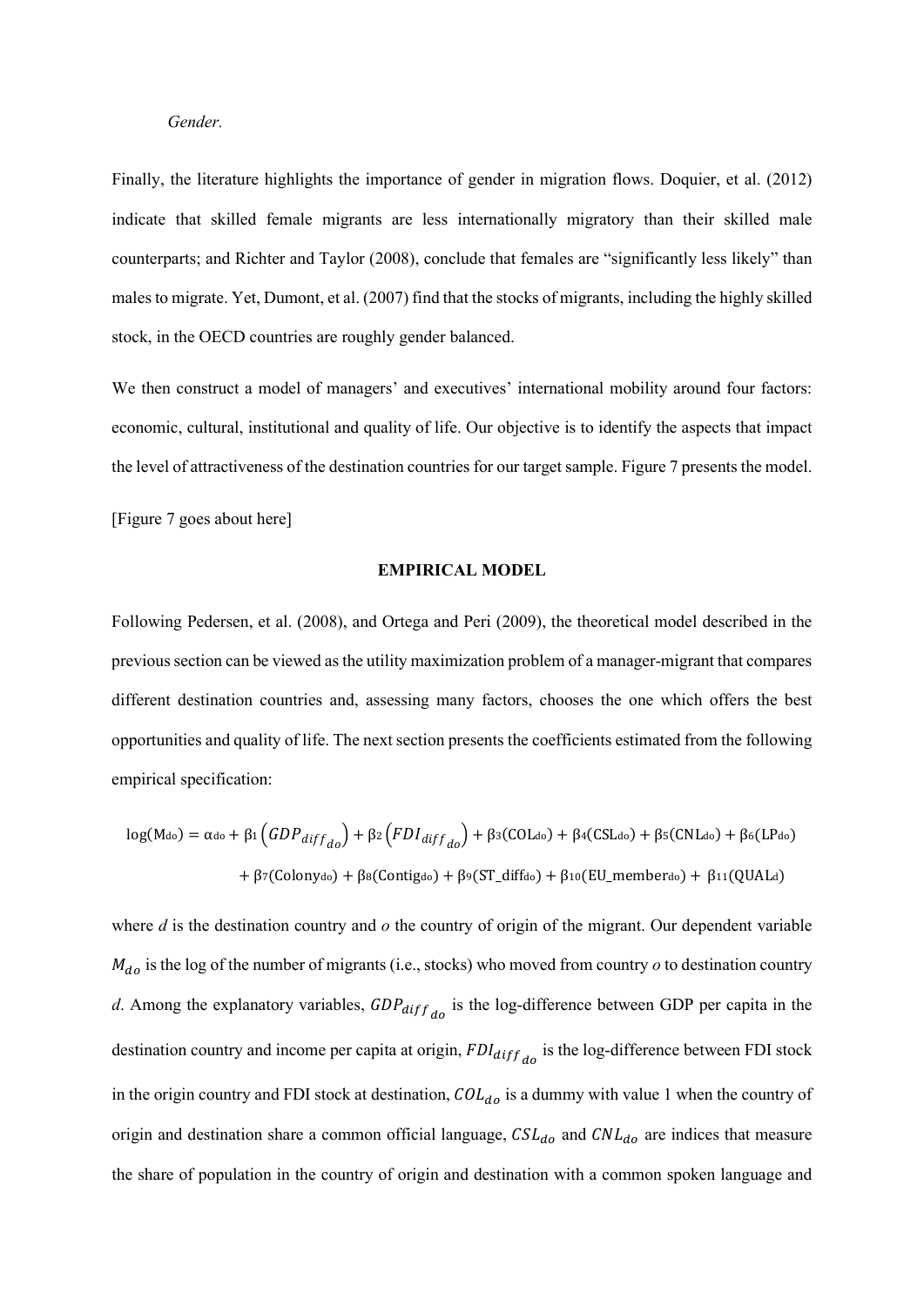*Gender.*

Finally, the literature highlights the importance of gender in migration flows. Doquier, et al. (2012) indicate that skilled female migrants are less internationally migratory than their skilled male counterparts; and Richter and Taylor (2008), conclude that females are "significantly less likely" than males to migrate. Yet, Dumont, et al. (2007) find that the stocks of migrants, including the highly skilled stock, in the OECD countries are roughly gender balanced.

We then construct a model of managers' and executives' international mobility around four factors: economic, cultural, institutional and quality of life. Our objective is to identify the aspects that impact the level of attractiveness of the destination countries for our target sample. Figure 7 presents the model.

[Figure 7 goes about here]

## EMPIRICAL MODEL

Following Pedersen, et al. (2008), and Ortega and Peri (2009), the theoretical model described in the previous section can be viewed as the utility maximization problem of a manager-migrant that compares different destination countries and, assessing many factors, chooses the one which offers the best opportunities and quality of life. The next section presents the coefficients estimated from the following empirical specification:

$$\log(M_{do}) = \alpha_{do} + \beta_1\left(GDP_{diff_{do}}\right) + \beta_2\left(FDI_{diff_{do}}\right) + \beta_3(COL_{do}) + \beta_4(CSL_{do}) + \beta_5(CNL_{do}) + \beta_6(LP_{do}) + \beta_7(Colony_{do}) + \beta_8(Contig_{do}) + \beta_9(ST\_diff_{do}) + \beta_{10}(EU\_member_{do}) + \beta_{11}(QUAL_d)$$

where *d* is the destination country and *o* the country of origin of the migrant. Our dependent variable $M_{do}$ is the log of the number of migrants (i.e., stocks) who moved from country *o* to destination country *d*. Among the explanatory variables, $GDP_{diff_{do}}$ is the log-difference between GDP per capita in the destination country and income per capita at origin, $FDI_{diff_{do}}$ is the log-difference between FDI stock in the origin country and FDI stock at destination, $COL_{do}$ is a dummy with value 1 when the country of origin and destination share a common official language, $CSL_{do}$ and $CNL_{do}$ are indices that measure the share of population in the country of origin and destination with a common spoken language and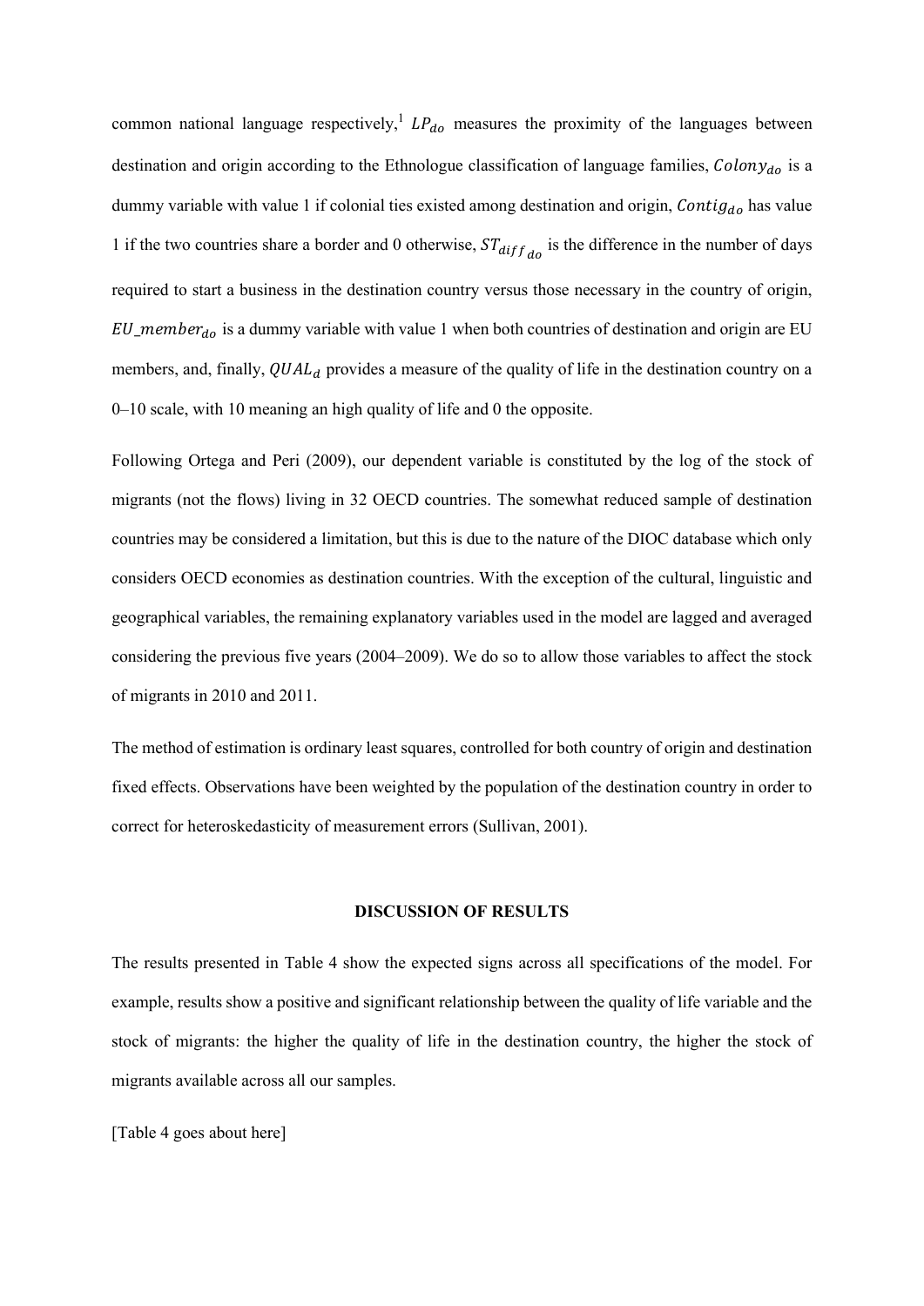common national language respectively,[1] $LP_{do}$ measures the proximity of the languages between destination and origin according to the Ethnologue classification of language families, $Colony_{do}$ is a dummy variable with value 1 if colonial ties existed among destination and origin, $Contig_{do}$ has value 1 if the two countries share a border and 0 otherwise, $ST_{diff_{do}}$ is the difference in the number of days required to start a business in the destination country versus those necessary in the country of origin, $EU\_member_{do}$ is a dummy variable with value 1 when both countries of destination and origin are EU members, and, finally, $QUAL_d$ provides a measure of the quality of life in the destination country on a 0–10 scale, with 10 meaning an high quality of life and 0 the opposite.

Following Ortega and Peri (2009), our dependent variable is constituted by the log of the stock of migrants (not the flows) living in 32 OECD countries. The somewhat reduced sample of destination countries may be considered a limitation, but this is due to the nature of the DIOC database which only considers OECD economies as destination countries. With the exception of the cultural, linguistic and geographical variables, the remaining explanatory variables used in the model are lagged and averaged considering the previous five years (2004–2009). We do so to allow those variables to affect the stock of migrants in 2010 and 2011.

The method of estimation is ordinary least squares, controlled for both country of origin and destination fixed effects. Observations have been weighted by the population of the destination country in order to correct for heteroskedasticity of measurement errors (Sullivan, 2001).

## DISCUSSION OF RESULTS

The results presented in Table 4 show the expected signs across all specifications of the model. For example, results show a positive and significant relationship between the quality of life variable and the stock of migrants: the higher the quality of life in the destination country, the higher the stock of migrants available across all our samples.

[Table 4 goes about here]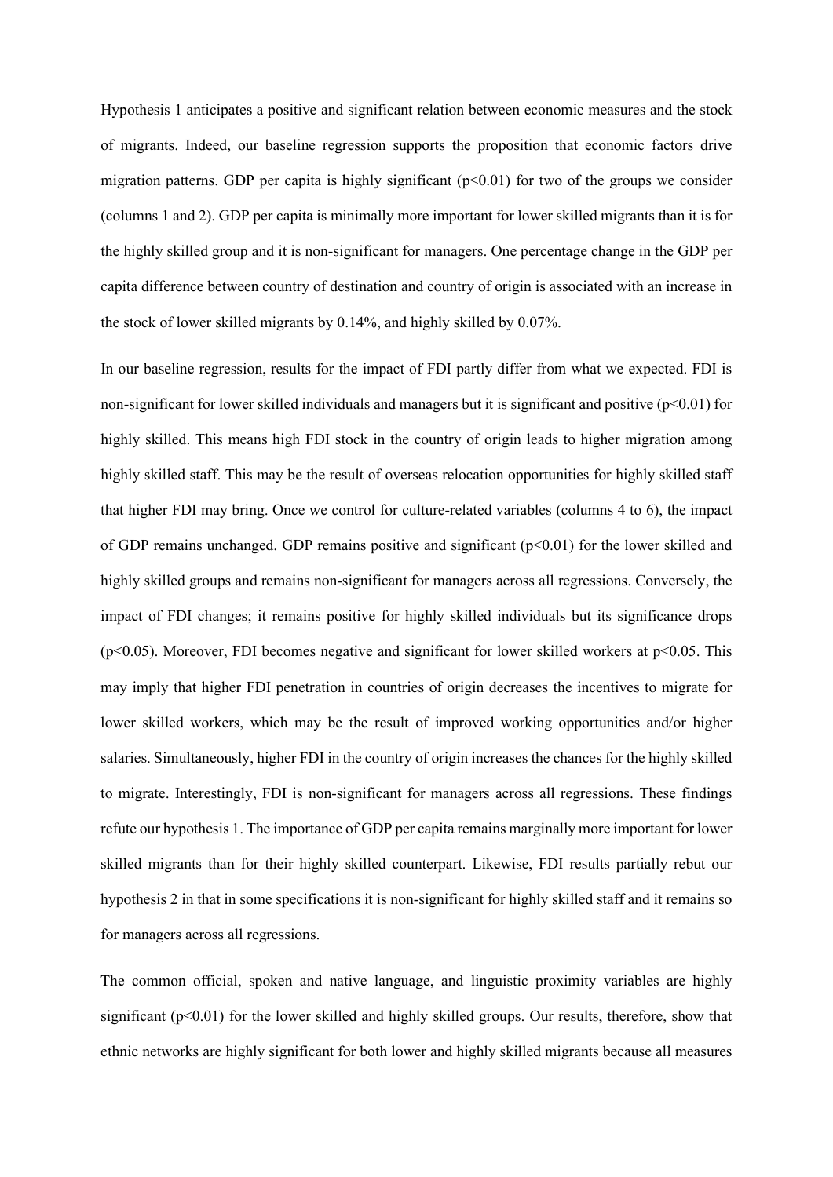Hypothesis 1 anticipates a positive and significant relation between economic measures and the stock of migrants. Indeed, our baseline regression supports the proposition that economic factors drive migration patterns. GDP per capita is highly significant ($p<0.01$) for two of the groups we consider (columns 1 and 2). GDP per capita is minimally more important for lower skilled migrants than it is for the highly skilled group and it is non-significant for managers. One percentage change in the GDP per capita difference between country of destination and country of origin is associated with an increase in the stock of lower skilled migrants by 0.14%, and highly skilled by 0.07%.

In our baseline regression, results for the impact of FDI partly differ from what we expected. FDI is non-significant for lower skilled individuals and managers but it is significant and positive ($p<0.01$) for highly skilled. This means high FDI stock in the country of origin leads to higher migration among highly skilled staff. This may be the result of overseas relocation opportunities for highly skilled staff that higher FDI may bring. Once we control for culture-related variables (columns 4 to 6), the impact of GDP remains unchanged. GDP remains positive and significant ($p<0.01$) for the lower skilled and highly skilled groups and remains non-significant for managers across all regressions. Conversely, the impact of FDI changes; it remains positive for highly skilled individuals but its significance drops ($p<0.05$). Moreover, FDI becomes negative and significant for lower skilled workers at $p<0.05$. This may imply that higher FDI penetration in countries of origin decreases the incentives to migrate for lower skilled workers, which may be the result of improved working opportunities and/or higher salaries. Simultaneously, higher FDI in the country of origin increases the chances for the highly skilled to migrate. Interestingly, FDI is non-significant for managers across all regressions. These findings refute our hypothesis 1. The importance of GDP per capita remains marginally more important for lower skilled migrants than for their highly skilled counterpart. Likewise, FDI results partially rebut our hypothesis 2 in that in some specifications it is non-significant for highly skilled staff and it remains so for managers across all regressions.

The common official, spoken and native language, and linguistic proximity variables are highly significant ($p<0.01$) for the lower skilled and highly skilled groups. Our results, therefore, show that ethnic networks are highly significant for both lower and highly skilled migrants because all measures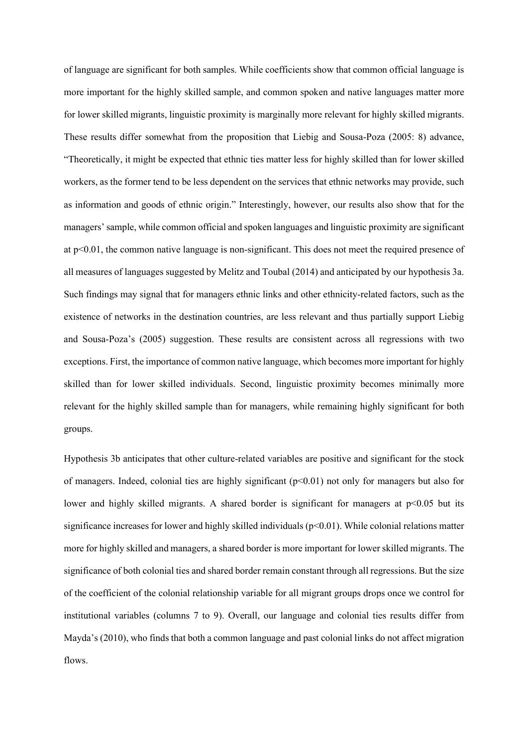of language are significant for both samples. While coefficients show that common official language is more important for the highly skilled sample, and common spoken and native languages matter more for lower skilled migrants, linguistic proximity is marginally more relevant for highly skilled migrants. These results differ somewhat from the proposition that Liebig and Sousa-Poza (2005: 8) advance, "Theoretically, it might be expected that ethnic ties matter less for highly skilled than for lower skilled workers, as the former tend to be less dependent on the services that ethnic networks may provide, such as information and goods of ethnic origin." Interestingly, however, our results also show that for the managers' sample, while common official and spoken languages and linguistic proximity are significant at $p<0.01$, the common native language is non-significant. This does not meet the required presence of all measures of languages suggested by Melitz and Toubal (2014) and anticipated by our hypothesis 3a. Such findings may signal that for managers ethnic links and other ethnicity-related factors, such as the existence of networks in the destination countries, are less relevant and thus partially support Liebig and Sousa-Poza's (2005) suggestion. These results are consistent across all regressions with two exceptions. First, the importance of common native language, which becomes more important for highly skilled than for lower skilled individuals. Second, linguistic proximity becomes minimally more relevant for the highly skilled sample than for managers, while remaining highly significant for both groups.

Hypothesis 3b anticipates that other culture-related variables are positive and significant for the stock of managers. Indeed, colonial ties are highly significant ($p<0.01$) not only for managers but also for lower and highly skilled migrants. A shared border is significant for managers at $p<0.05$ but its significance increases for lower and highly skilled individuals ($p<0.01$). While colonial relations matter more for highly skilled and managers, a shared border is more important for lower skilled migrants. The significance of both colonial ties and shared border remain constant through all regressions. But the size of the coefficient of the colonial relationship variable for all migrant groups drops once we control for institutional variables (columns 7 to 9). Overall, our language and colonial ties results differ from Mayda's (2010), who finds that both a common language and past colonial links do not affect migration flows.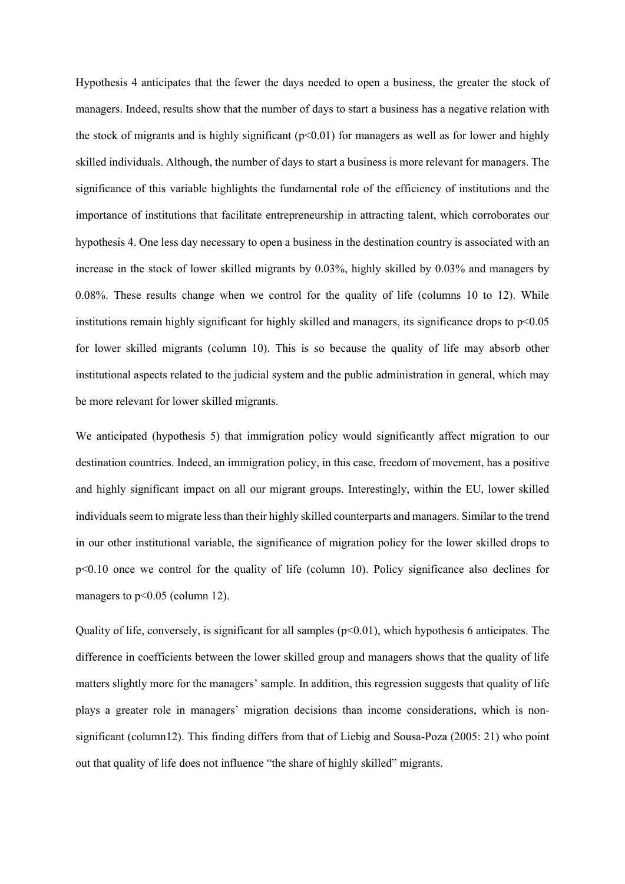Hypothesis 4 anticipates that the fewer the days needed to open a business, the greater the stock of managers. Indeed, results show that the number of days to start a business has a negative relation with the stock of migrants and is highly significant ($p<0.01$) for managers as well as for lower and highly skilled individuals. Although, the number of days to start a business is more relevant for managers. The significance of this variable highlights the fundamental role of the efficiency of institutions and the importance of institutions that facilitate entrepreneurship in attracting talent, which corroborates our hypothesis 4. One less day necessary to open a business in the destination country is associated with an increase in the stock of lower skilled migrants by 0.03%, highly skilled by 0.03% and managers by 0.08%. These results change when we control for the quality of life (columns 10 to 12). While institutions remain highly significant for highly skilled and managers, its significance drops to $p<0.05$ for lower skilled migrants (column 10). This is so because the quality of life may absorb other institutional aspects related to the judicial system and the public administration in general, which may be more relevant for lower skilled migrants.

We anticipated (hypothesis 5) that immigration policy would significantly affect migration to our destination countries. Indeed, an immigration policy, in this case, freedom of movement, has a positive and highly significant impact on all our migrant groups. Interestingly, within the EU, lower skilled individuals seem to migrate less than their highly skilled counterparts and managers. Similar to the trend in our other institutional variable, the significance of migration policy for the lower skilled drops to $p<0.10$ once we control for the quality of life (column 10). Policy significance also declines for managers to $p<0.05$ (column 12).

Quality of life, conversely, is significant for all samples ($p<0.01$), which hypothesis 6 anticipates. The difference in coefficients between the lower skilled group and managers shows that the quality of life matters slightly more for the managers' sample. In addition, this regression suggests that quality of life plays a greater role in managers' migration decisions than income considerations, which is non-significant (column12). This finding differs from that of Liebig and Sousa-Poza (2005: 21) who point out that quality of life does not influence "the share of highly skilled" migrants.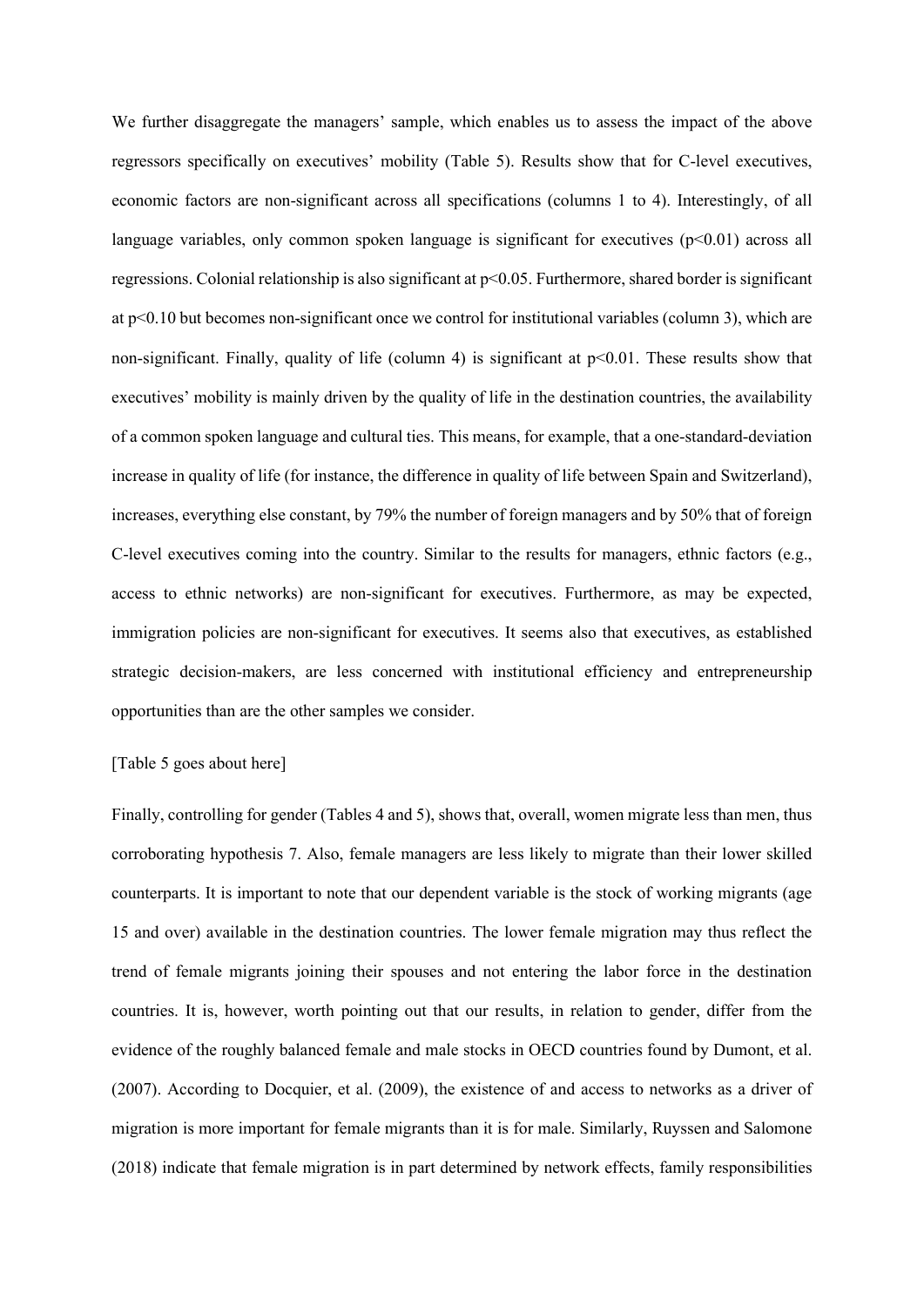We further disaggregate the managers' sample, which enables us to assess the impact of the above regressors specifically on executives' mobility (Table 5). Results show that for C-level executives, economic factors are non-significant across all specifications (columns 1 to 4). Interestingly, of all language variables, only common spoken language is significant for executives ($p<0.01$) across all regressions. Colonial relationship is also significant at $p<0.05$. Furthermore, shared border is significant at $p<0.10$ but becomes non-significant once we control for institutional variables (column 3), which are non-significant. Finally, quality of life (column 4) is significant at $p<0.01$. These results show that executives' mobility is mainly driven by the quality of life in the destination countries, the availability of a common spoken language and cultural ties. This means, for example, that a one-standard-deviation increase in quality of life (for instance, the difference in quality of life between Spain and Switzerland), increases, everything else constant, by 79% the number of foreign managers and by 50% that of foreign C-level executives coming into the country. Similar to the results for managers, ethnic factors (e.g., access to ethnic networks) are non-significant for executives. Furthermore, as may be expected, immigration policies are non-significant for executives. It seems also that executives, as established strategic decision-makers, are less concerned with institutional efficiency and entrepreneurship opportunities than are the other samples we consider.

[Table 5 goes about here]

Finally, controlling for gender (Tables 4 and 5), shows that, overall, women migrate less than men, thus corroborating hypothesis 7. Also, female managers are less likely to migrate than their lower skilled counterparts. It is important to note that our dependent variable is the stock of working migrants (age 15 and over) available in the destination countries. The lower female migration may thus reflect the trend of female migrants joining their spouses and not entering the labor force in the destination countries. It is, however, worth pointing out that our results, in relation to gender, differ from the evidence of the roughly balanced female and male stocks in OECD countries found by Dumont, et al. (2007). According to Docquier, et al. (2009), the existence of and access to networks as a driver of migration is more important for female migrants than it is for male. Similarly, Ruyssen and Salomone (2018) indicate that female migration is in part determined by network effects, family responsibilities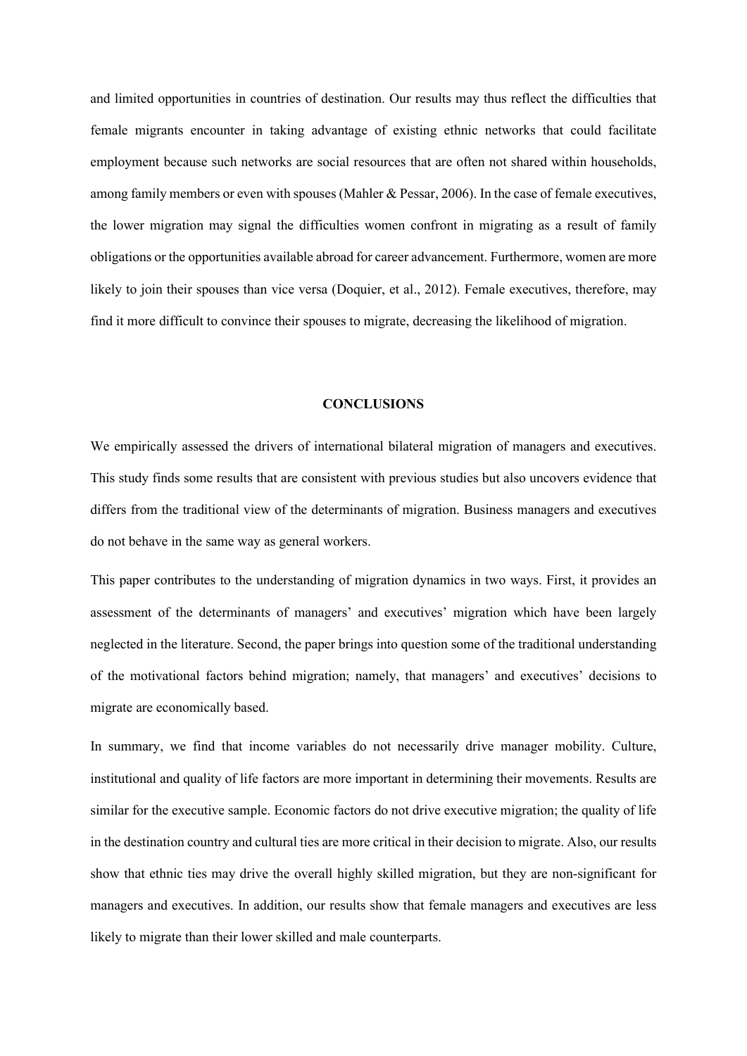and limited opportunities in countries of destination. Our results may thus reflect the difficulties that female migrants encounter in taking advantage of existing ethnic networks that could facilitate employment because such networks are social resources that are often not shared within households, among family members or even with spouses (Mahler & Pessar, 2006). In the case of female executives, the lower migration may signal the difficulties women confront in migrating as a result of family obligations or the opportunities available abroad for career advancement. Furthermore, women are more likely to join their spouses than vice versa (Doquier, et al., 2012). Female executives, therefore, may find it more difficult to convince their spouses to migrate, decreasing the likelihood of migration.

## CONCLUSIONS

We empirically assessed the drivers of international bilateral migration of managers and executives. This study finds some results that are consistent with previous studies but also uncovers evidence that differs from the traditional view of the determinants of migration. Business managers and executives do not behave in the same way as general workers.

This paper contributes to the understanding of migration dynamics in two ways. First, it provides an assessment of the determinants of managers' and executives' migration which have been largely neglected in the literature. Second, the paper brings into question some of the traditional understanding of the motivational factors behind migration; namely, that managers' and executives' decisions to migrate are economically based.

In summary, we find that income variables do not necessarily drive manager mobility. Culture, institutional and quality of life factors are more important in determining their movements. Results are similar for the executive sample. Economic factors do not drive executive migration; the quality of life in the destination country and cultural ties are more critical in their decision to migrate. Also, our results show that ethnic ties may drive the overall highly skilled migration, but they are non-significant for managers and executives. In addition, our results show that female managers and executives are less likely to migrate than their lower skilled and male counterparts.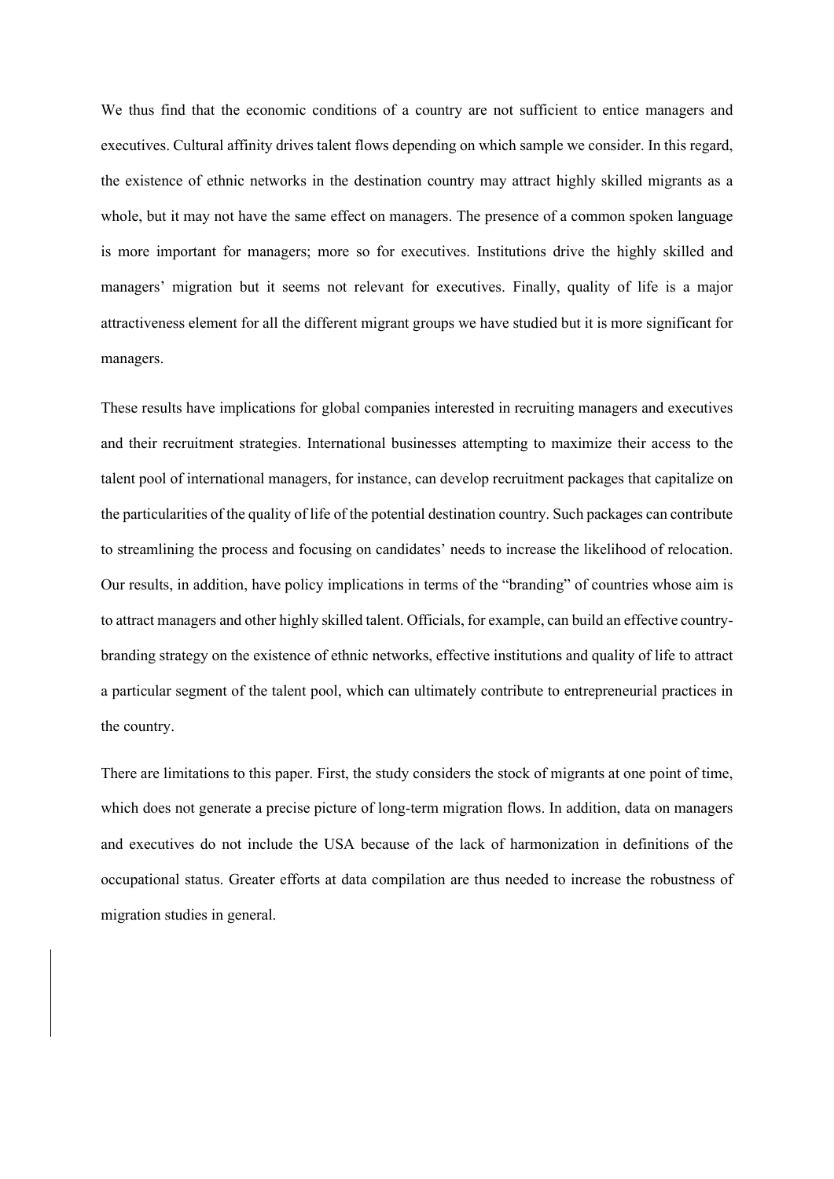We thus find that the economic conditions of a country are not sufficient to entice managers and executives. Cultural affinity drives talent flows depending on which sample we consider. In this regard, the existence of ethnic networks in the destination country may attract highly skilled migrants as a whole, but it may not have the same effect on managers. The presence of a common spoken language is more important for managers; more so for executives. Institutions drive the highly skilled and managers' migration but it seems not relevant for executives. Finally, quality of life is a major attractiveness element for all the different migrant groups we have studied but it is more significant for managers.

These results have implications for global companies interested in recruiting managers and executives and their recruitment strategies. International businesses attempting to maximize their access to the talent pool of international managers, for instance, can develop recruitment packages that capitalize on the particularities of the quality of life of the potential destination country. Such packages can contribute to streamlining the process and focusing on candidates' needs to increase the likelihood of relocation. Our results, in addition, have policy implications in terms of the "branding" of countries whose aim is to attract managers and other highly skilled talent. Officials, for example, can build an effective country-branding strategy on the existence of ethnic networks, effective institutions and quality of life to attract a particular segment of the talent pool, which can ultimately contribute to entrepreneurial practices in the country.

There are limitations to this paper. First, the study considers the stock of migrants at one point of time, which does not generate a precise picture of long-term migration flows. In addition, data on managers and executives do not include the USA because of the lack of harmonization in definitions of the occupational status. Greater efforts at data compilation are thus needed to increase the robustness of migration studies in general.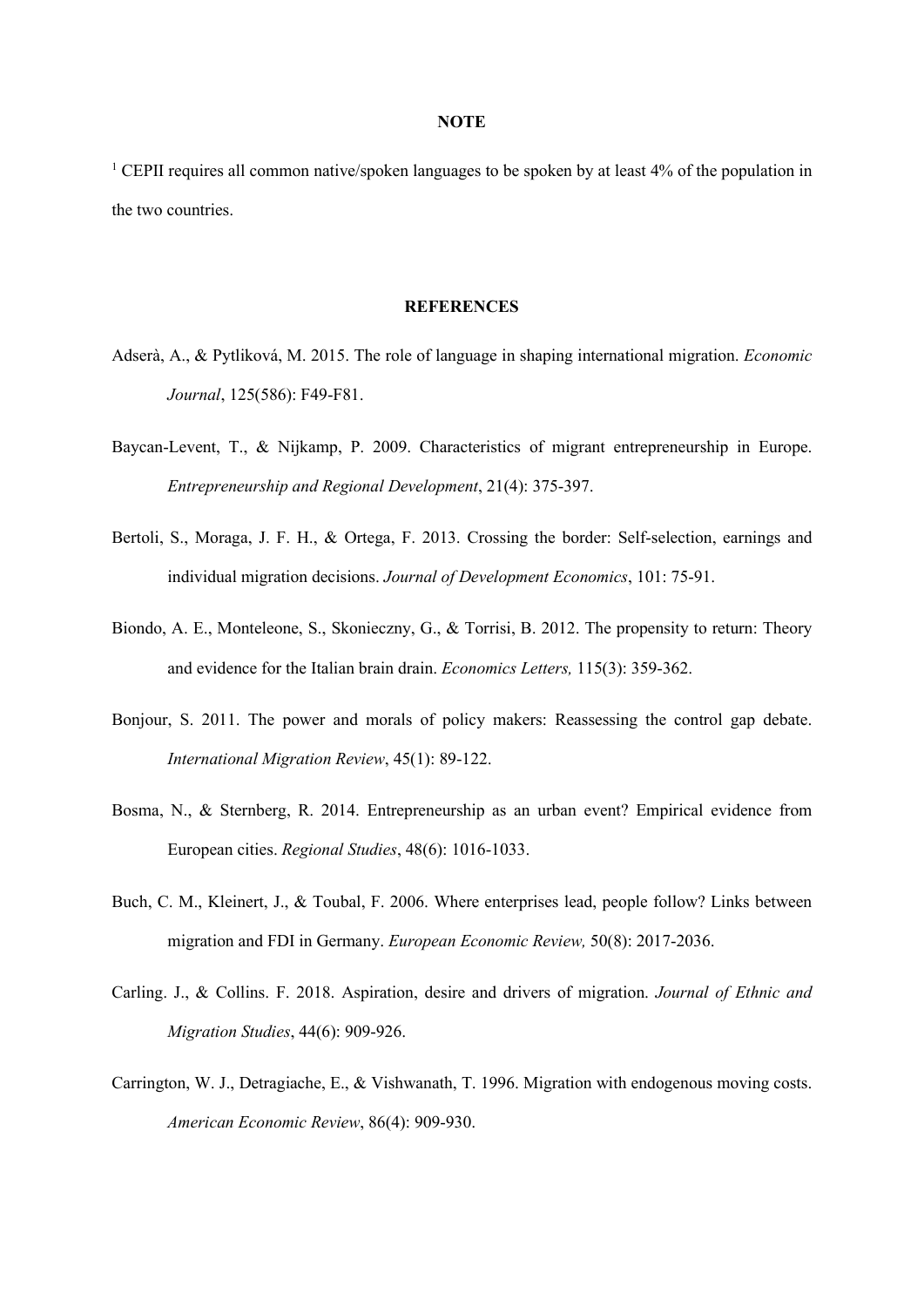## NOTE

[1] CEPII requires all common native/spoken languages to be spoken by at least 4% of the population in the two countries.

## REFERENCES

Adserà, A., & Pytliková, M. 2015. The role of language in shaping international migration. *Economic Journal*, 125(586): F49-F81.

Baycan-Levent, T., & Nijkamp, P. 2009. Characteristics of migrant entrepreneurship in Europe. *Entrepreneurship and Regional Development*, 21(4): 375-397.

Bertoli, S., Moraga, J. F. H., & Ortega, F. 2013. Crossing the border: Self-selection, earnings and individual migration decisions. *Journal of Development Economics*, 101: 75-91.

Biondo, A. E., Monteleone, S., Skonieczny, G., & Torrisi, B. 2012. The propensity to return: Theory and evidence for the Italian brain drain. *Economics Letters,* 115(3): 359-362.

Bonjour, S. 2011. The power and morals of policy makers: Reassessing the control gap debate. *International Migration Review*, 45(1): 89-122.

Bosma, N., & Sternberg, R. 2014. Entrepreneurship as an urban event? Empirical evidence from European cities. *Regional Studies*, 48(6): 1016-1033.

Buch, C. M., Kleinert, J., & Toubal, F. 2006. Where enterprises lead, people follow? Links between migration and FDI in Germany. *European Economic Review,* 50(8): 2017-2036.

Carling. J., & Collins. F. 2018. Aspiration, desire and drivers of migration. *Journal of Ethnic and Migration Studies*, 44(6): 909-926.

Carrington, W. J., Detragiache, E., & Vishwanath, T. 1996. Migration with endogenous moving costs. *American Economic Review*, 86(4): 909-930.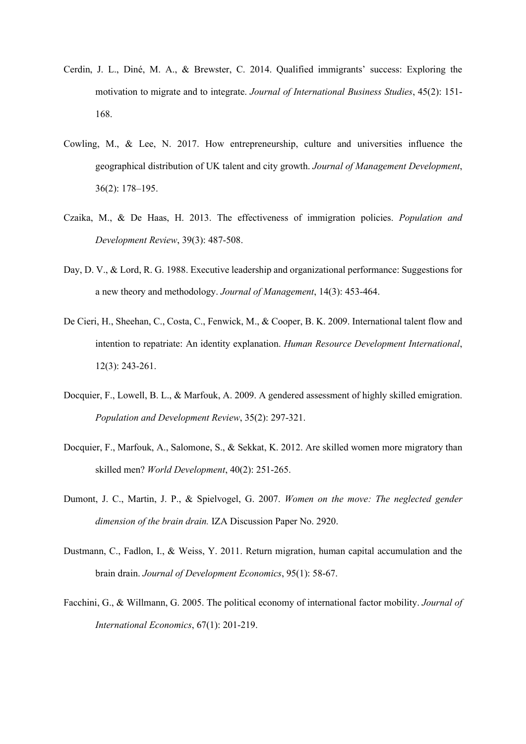Cerdin, J. L., Diné, M. A., & Brewster, C. 2014. Qualified immigrants' success: Exploring the motivation to migrate and to integrate. *Journal of International Business Studies*, 45(2): 151-168.

Cowling, M., & Lee, N. 2017. How entrepreneurship, culture and universities influence the geographical distribution of UK talent and city growth. *Journal of Management Development*, 36(2): 178–195.

Czaika, M., & De Haas, H. 2013. The effectiveness of immigration policies. *Population and Development Review*, 39(3): 487-508.

Day, D. V., & Lord, R. G. 1988. Executive leadership and organizational performance: Suggestions for a new theory and methodology. *Journal of Management*, 14(3): 453-464.

De Cieri, H., Sheehan, C., Costa, C., Fenwick, M., & Cooper, B. K. 2009. International talent flow and intention to repatriate: An identity explanation. *Human Resource Development International*, 12(3): 243-261.

Docquier, F., Lowell, B. L., & Marfouk, A. 2009. A gendered assessment of highly skilled emigration. *Population and Development Review*, 35(2): 297-321.

Docquier, F., Marfouk, A., Salomone, S., & Sekkat, K. 2012. Are skilled women more migratory than skilled men? *World Development*, 40(2): 251-265.

Dumont, J. C., Martin, J. P., & Spielvogel, G. 2007. *Women on the move: The neglected gender dimension of the brain drain.* IZA Discussion Paper No. 2920.

Dustmann, C., Fadlon, I., & Weiss, Y. 2011. Return migration, human capital accumulation and the brain drain. *Journal of Development Economics*, 95(1): 58-67.

Facchini, G., & Willmann, G. 2005. The political economy of international factor mobility. *Journal of International Economics*, 67(1): 201-219.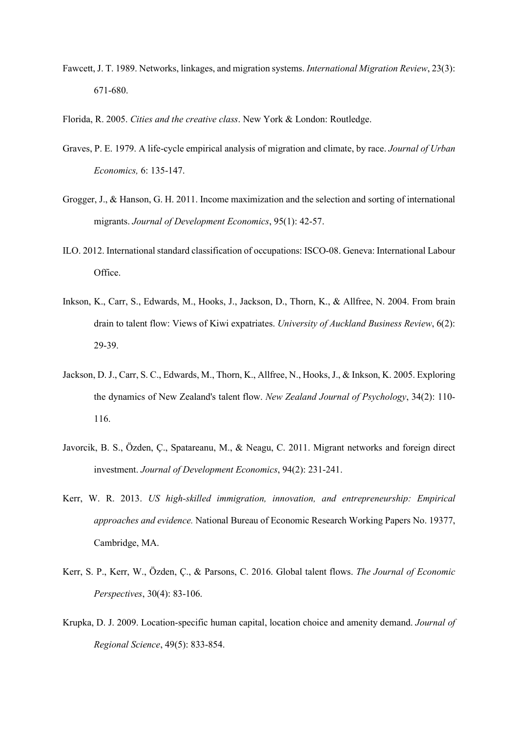Fawcett, J. T. 1989. Networks, linkages, and migration systems. *International Migration Review*, 23(3): 671-680.

Florida, R. 2005. *Cities and the creative class*. New York & London: Routledge.

Graves, P. E. 1979. A life-cycle empirical analysis of migration and climate, by race. *Journal of Urban Economics,* 6: 135-147.

Grogger, J., & Hanson, G. H. 2011. Income maximization and the selection and sorting of international migrants. *Journal of Development Economics*, 95(1): 42-57.

ILO. 2012. International standard classification of occupations: ISCO-08. Geneva: International Labour Office.

Inkson, K., Carr, S., Edwards, M., Hooks, J., Jackson, D., Thorn, K., & Allfree, N. 2004. From brain drain to talent flow: Views of Kiwi expatriates. *University of Auckland Business Review*, 6(2): 29-39.

Jackson, D. J., Carr, S. C., Edwards, M., Thorn, K., Allfree, N., Hooks, J., & Inkson, K. 2005. Exploring the dynamics of New Zealand's talent flow. *New Zealand Journal of Psychology*, 34(2): 110-116.

Javorcik, B. S., Özden, Ç., Spatareanu, M., & Neagu, C. 2011. Migrant networks and foreign direct investment. *Journal of Development Economics*, 94(2): 231-241.

Kerr, W. R. 2013. *US high-skilled immigration, innovation, and entrepreneurship: Empirical approaches and evidence.* National Bureau of Economic Research Working Papers No. 19377, Cambridge, MA.

Kerr, S. P., Kerr, W., Özden, Ç., & Parsons, C. 2016. Global talent flows. *The Journal of Economic Perspectives*, 30(4): 83-106.

Krupka, D. J. 2009. Location-specific human capital, location choice and amenity demand. *Journal of Regional Science*, 49(5): 833-854.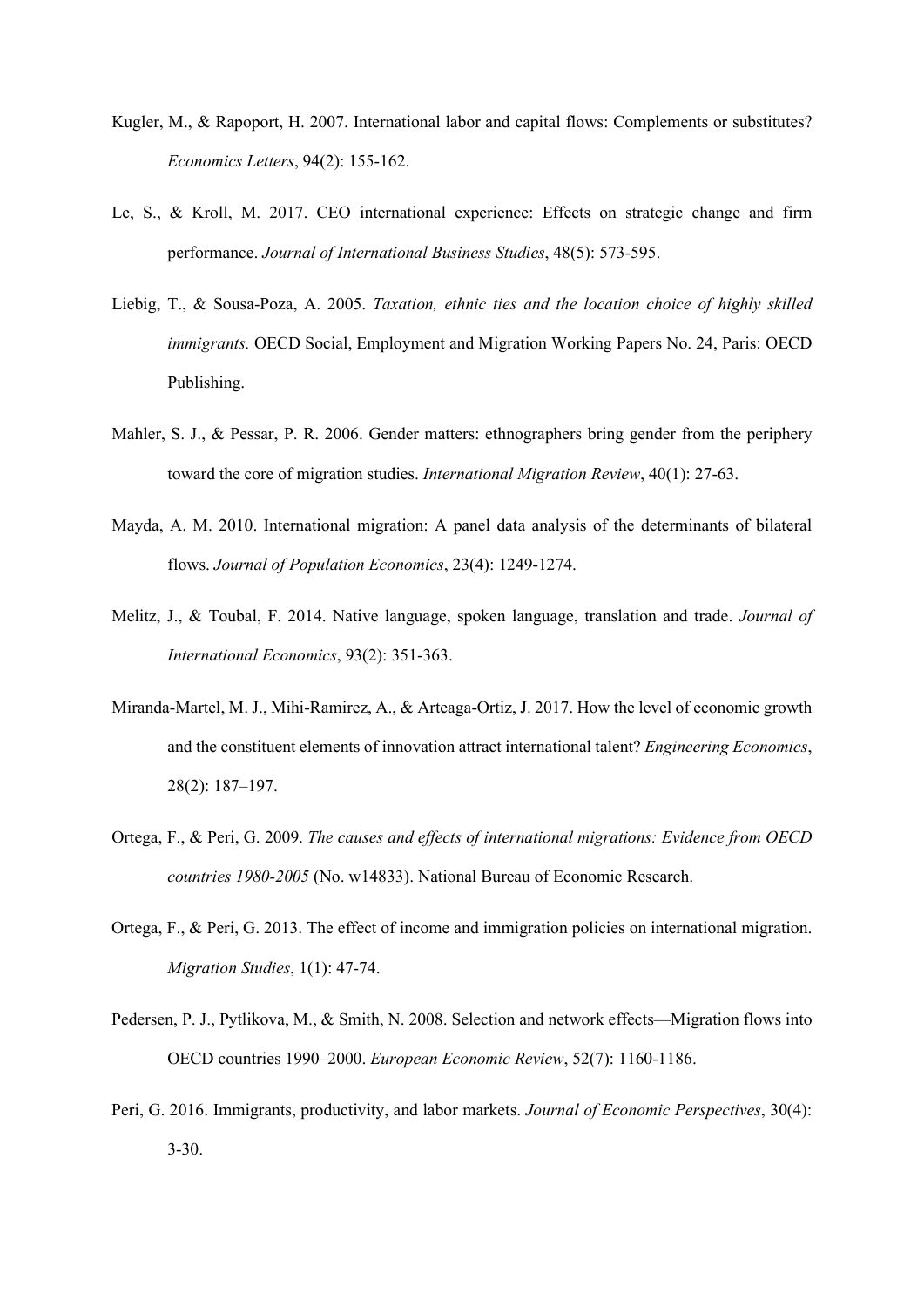Kugler, M., & Rapoport, H. 2007. International labor and capital flows: Complements or substitutes? *Economics Letters*, 94(2): 155-162.

Le, S., & Kroll, M. 2017. CEO international experience: Effects on strategic change and firm performance. *Journal of International Business Studies*, 48(5): 573-595.

Liebig, T., & Sousa-Poza, A. 2005. *Taxation, ethnic ties and the location choice of highly skilled immigrants.* OECD Social, Employment and Migration Working Papers No. 24, Paris: OECD Publishing.

Mahler, S. J., & Pessar, P. R. 2006. Gender matters: ethnographers bring gender from the periphery toward the core of migration studies. *International Migration Review*, 40(1): 27-63.

Mayda, A. M. 2010. International migration: A panel data analysis of the determinants of bilateral flows. *Journal of Population Economics*, 23(4): 1249-1274.

Melitz, J., & Toubal, F. 2014. Native language, spoken language, translation and trade. *Journal of International Economics*, 93(2): 351-363.

Miranda-Martel, M. J., Mihi-Ramirez, A., & Arteaga-Ortiz, J. 2017. How the level of economic growth and the constituent elements of innovation attract international talent? *Engineering Economics*, 28(2): 187–197.

Ortega, F., & Peri, G. 2009. *The causes and effects of international migrations: Evidence from OECD countries 1980-2005* (No. w14833). National Bureau of Economic Research.

Ortega, F., & Peri, G. 2013. The effect of income and immigration policies on international migration. *Migration Studies*, 1(1): 47-74.

Pedersen, P. J., Pytlikova, M., & Smith, N. 2008. Selection and network effects—Migration flows into OECD countries 1990–2000. *European Economic Review*, 52(7): 1160-1186.

Peri, G. 2016. Immigrants, productivity, and labor markets. *Journal of Economic Perspectives*, 30(4): 3-30.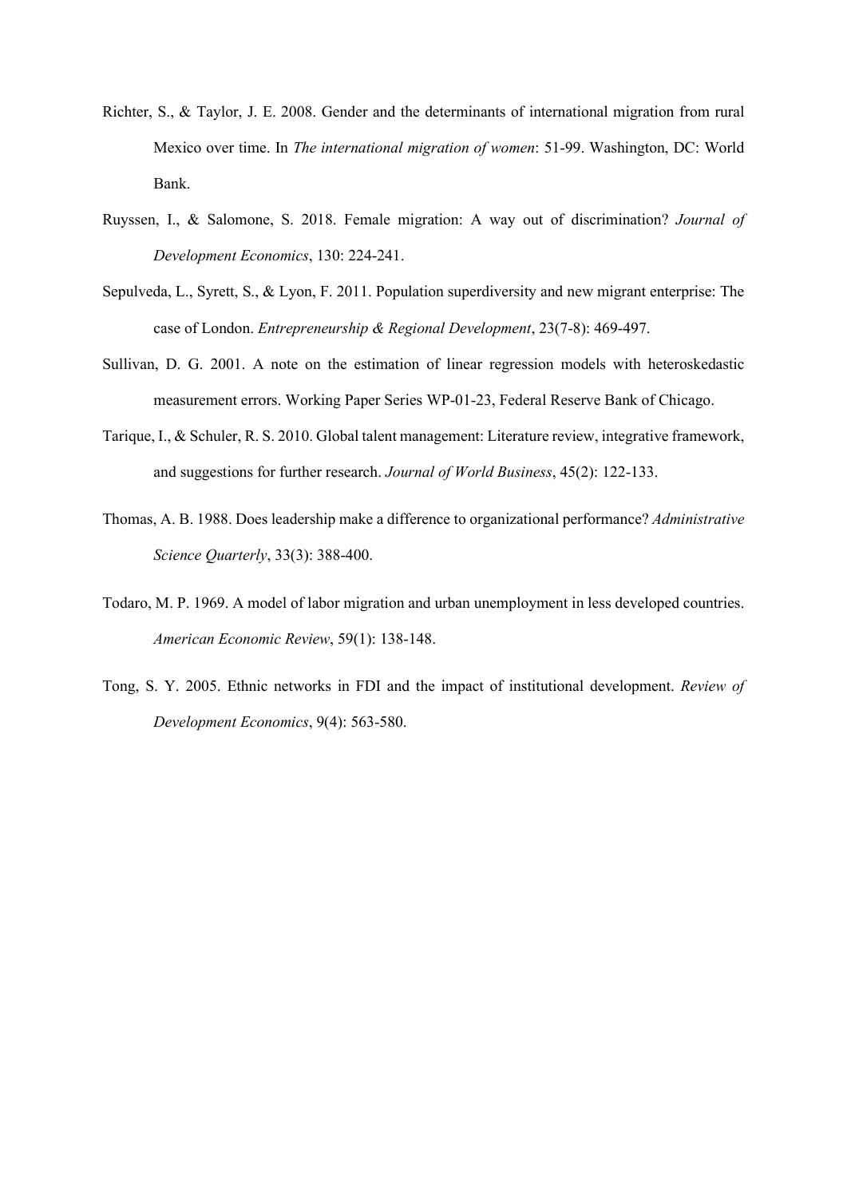Richter, S., & Taylor, J. E. 2008. Gender and the determinants of international migration from rural Mexico over time. In *The international migration of women*: 51-99. Washington, DC: World Bank.

Ruyssen, I., & Salomone, S. 2018. Female migration: A way out of discrimination? *Journal of Development Economics*, 130: 224-241.

Sepulveda, L., Syrett, S., & Lyon, F. 2011. Population superdiversity and new migrant enterprise: The case of London. *Entrepreneurship & Regional Development*, 23(7-8): 469-497.

Sullivan, D. G. 2001. A note on the estimation of linear regression models with heteroskedastic measurement errors. Working Paper Series WP-01-23, Federal Reserve Bank of Chicago.

Tarique, I., & Schuler, R. S. 2010. Global talent management: Literature review, integrative framework, and suggestions for further research. *Journal of World Business*, 45(2): 122-133.

Thomas, A. B. 1988. Does leadership make a difference to organizational performance? *Administrative Science Quarterly*, 33(3): 388-400.

Todaro, M. P. 1969. A model of labor migration and urban unemployment in less developed countries. *American Economic Review*, 59(1): 138-148.

Tong, S. Y. 2005. Ethnic networks in FDI and the impact of institutional development. *Review of Development Economics*, 9(4): 563-580.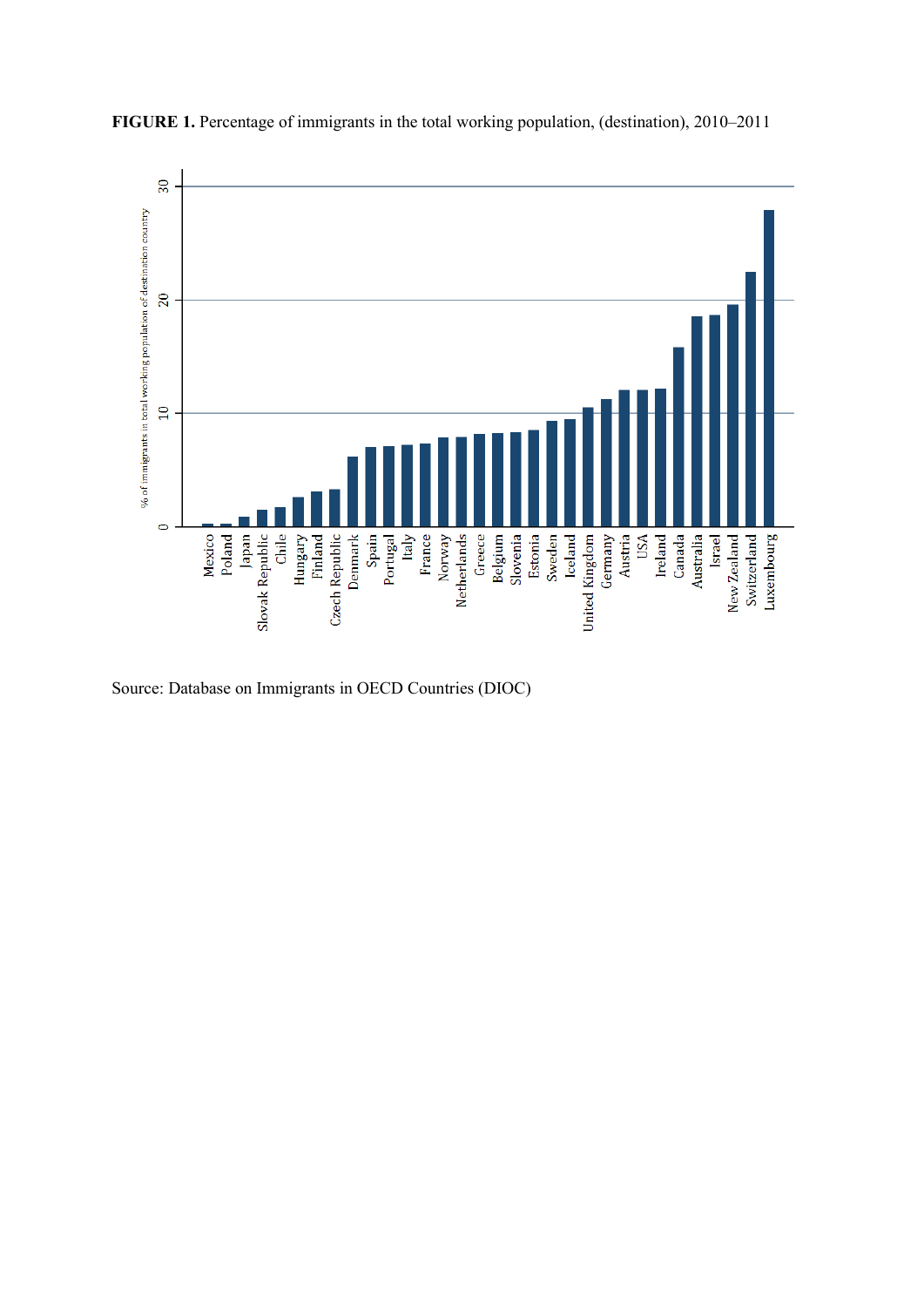**FIGURE 1.** Percentage of immigrants in the total working population, (destination), 2010–2011

% of immigrants in total working population of destination country

0
10
20
30

Mexico
Poland
Japan
Slovak Republic
Chile
Hungary
Finland
Czech Republic
Denmark
Spain
Portugal
Italy
France
Norway
Netherlands
Greece
Belgium
Slovenia
Estonia
Sweden
Iceland
United Kingdom
Germany
Austria
USA
Ireland
Canada
Australia
Israel
New Zealand
Switzerland
Luxembourg

Source: Database on Immigrants in OECD Countries (DIOC)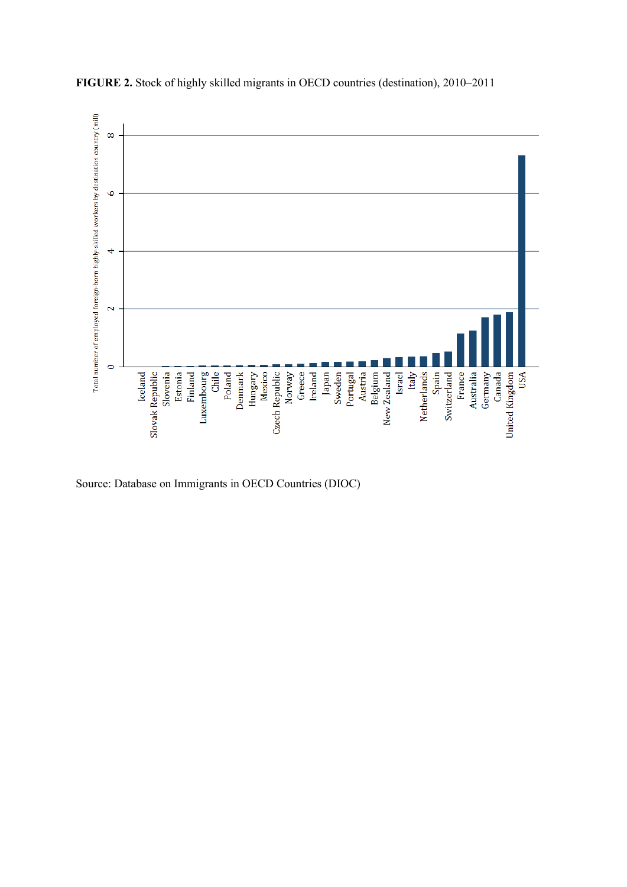**FIGURE 2.** Stock of highly skilled migrants in OECD countries (destination), 2010–2011

Total number of employed foreign-born highly-skilled workers by destination country (mill)

0
2
4
6
8

Iceland
Slovak Republic
Slovenia
Estonia
Finland
Luxembourg
Chile
Poland
Denmark
Hungary
Mexico
Czech Republic
Norway
Greece
Ireland
Japan
Sweden
Portugal
Austria
Belgium
New Zealand
Israel
Italy
Netherlands
Spain
Switzerland
France
Australia
Germany
Canada
United Kingdom
USA

Source: Database on Immigrants in OECD Countries (DIOC)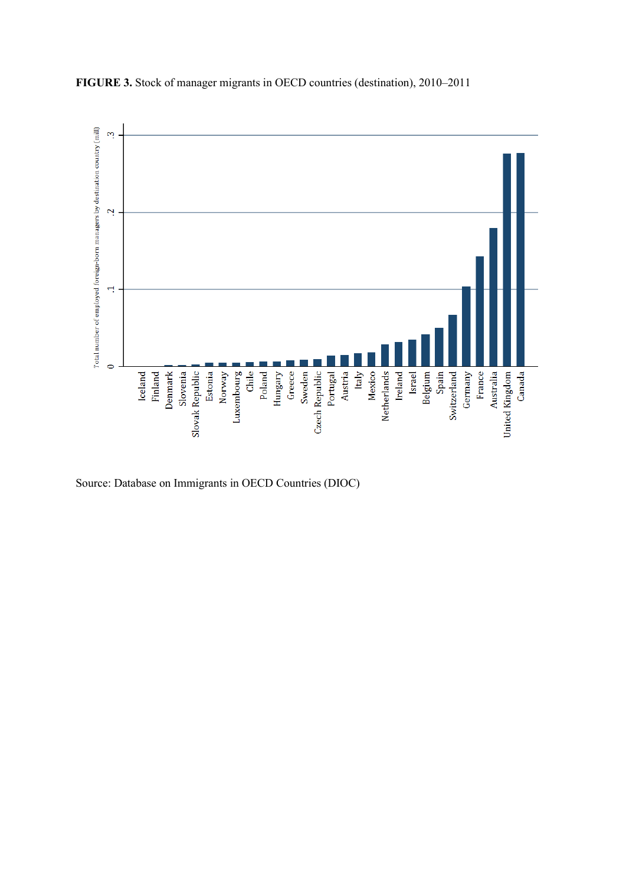**FIGURE 3.** Stock of manager migrants in OECD countries (destination), 2010–2011

Total number of employed foreign-born managers by destination country (mill)

0
.1
.2
.3

Iceland
Finland
Denmark
Slovenia
Slovak Republic
Estonia
Norway
Luxembourg
Chile
Poland
Hungary
Greece
Sweden
Czech Republic
Portugal
Austria
Italy
Mexico
Netherlands
Ireland
Israel
Belgium
Spain
Switzerland
Germany
France
Australia
United Kingdom
Canada

Source: Database on Immigrants in OECD Countries (DIOC)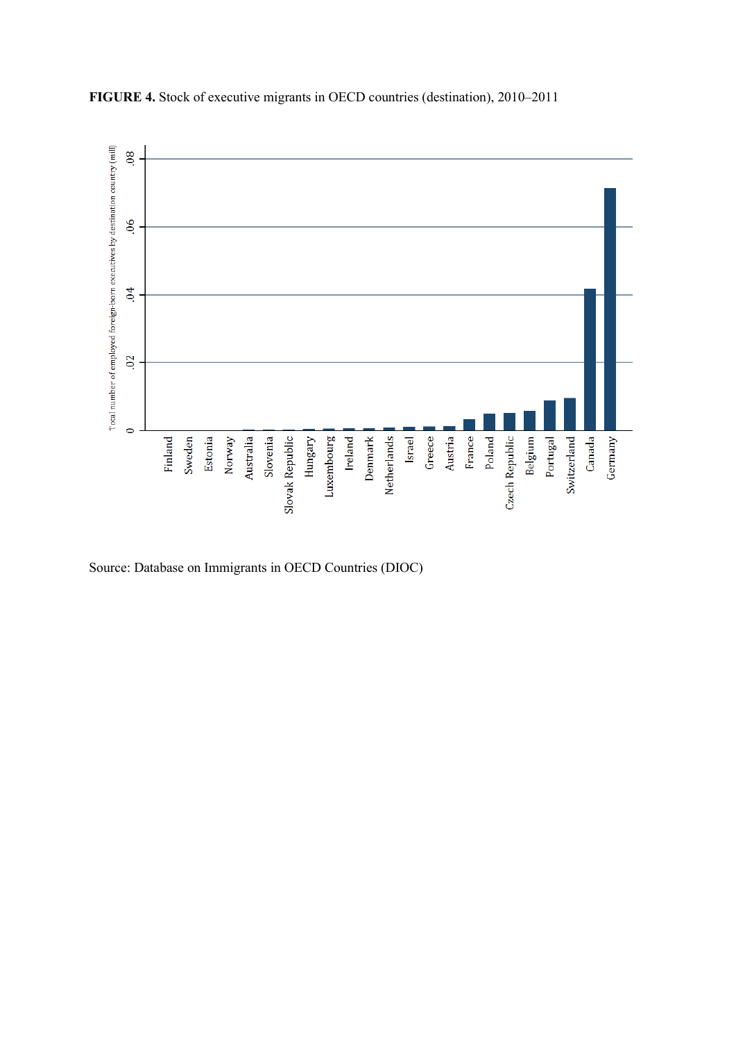**FIGURE 4.** Stock of executive migrants in OECD countries (destination), 2010–2011

Total number of employed foreign-born executives by destination country (mill)

0
.02
.04
.06
.08

Finland
Sweden
Estonia
Norway
Australia
Slovenia
Slovak Republic
Hungary
Luxembourg
Ireland
Denmark
Netherlands
Israel
Greece
Austria
France
Poland
Czech Republic
Belgium
Portugal
Switzerland
Canada
Germany

Source: Database on Immigrants in OECD Countries (DIOC)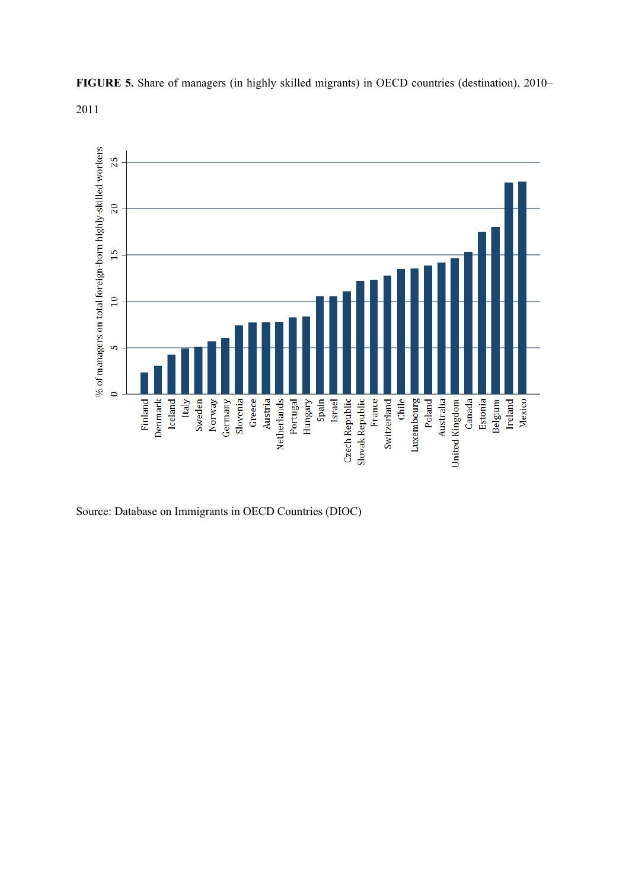**FIGURE 5.** Share of managers (in highly skilled migrants) in OECD countries (destination), 2010–2011

% of managers on total foreign-born highly-skilled workers

0
5
10
15
20
25

Finland
Denmark
Iceland
Italy
Sweden
Norway
Germany
Slovenia
Greece
Austria
Netherlands
Portugal
Hungary
Spain
Israel
Czech Republic
Slovak Republic
France
Switzerland
Chile
Luxembourg
Poland
Australia
United Kingdom
Canada
Estonia
Belgium
Ireland
Mexico

Source: Database on Immigrants in OECD Countries (DIOC)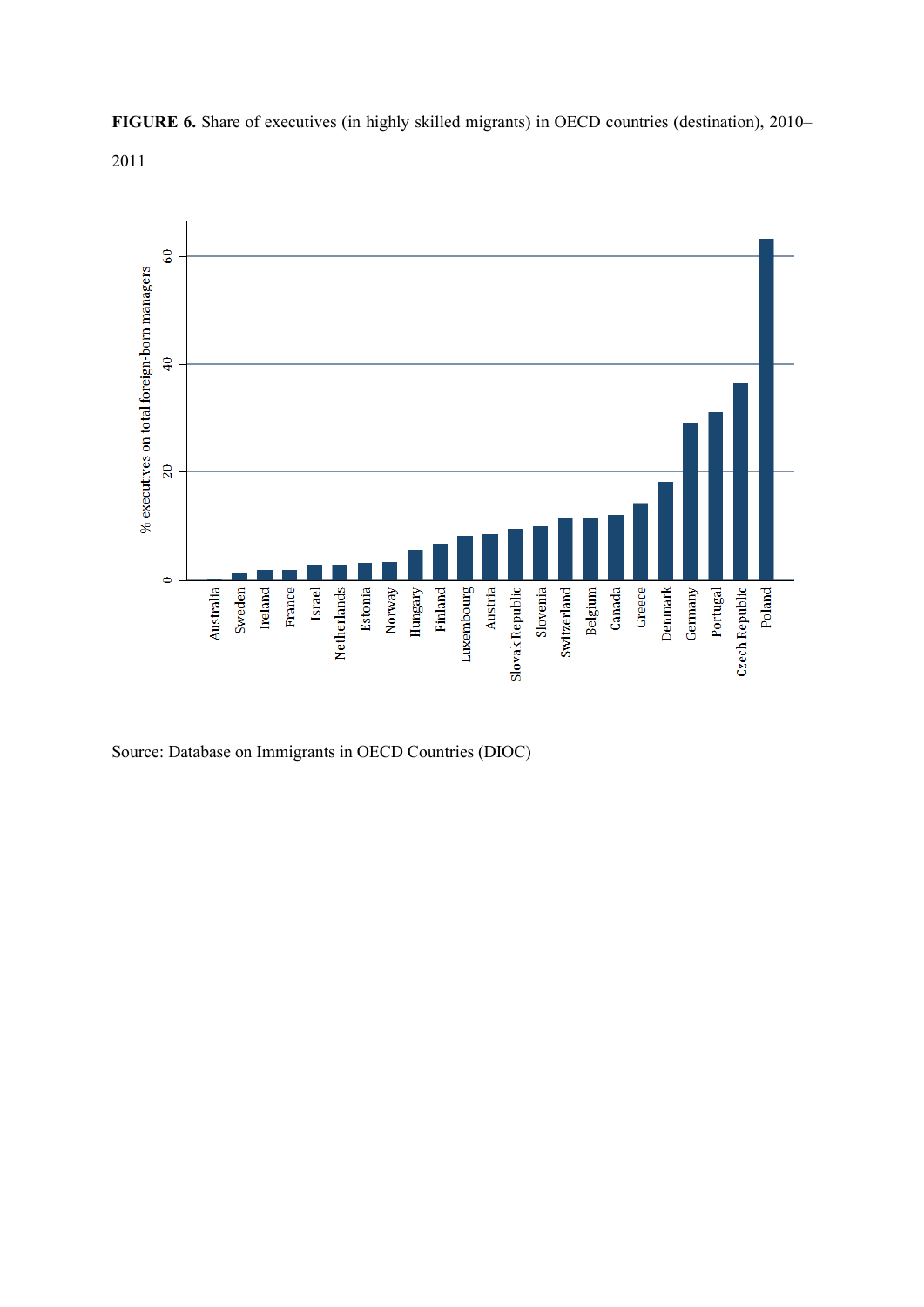**FIGURE 6.** Share of executives (in highly skilled migrants) in OECD countries (destination), 2010–2011

% executives on total foreign-born managers

0
20
40
60

Australia
Sweden
Ireland
France
Israel
Netherlands
Estonia
Norway
Hungary
Finland
Luxembourg
Austria
Slovak Republic
Slovenia
Switzerland
Belgium
Canada
Greece
Denmark
Germany
Portugal
Czech Republic
Poland

Source: Database on Immigrants in OECD Countries (DIOC)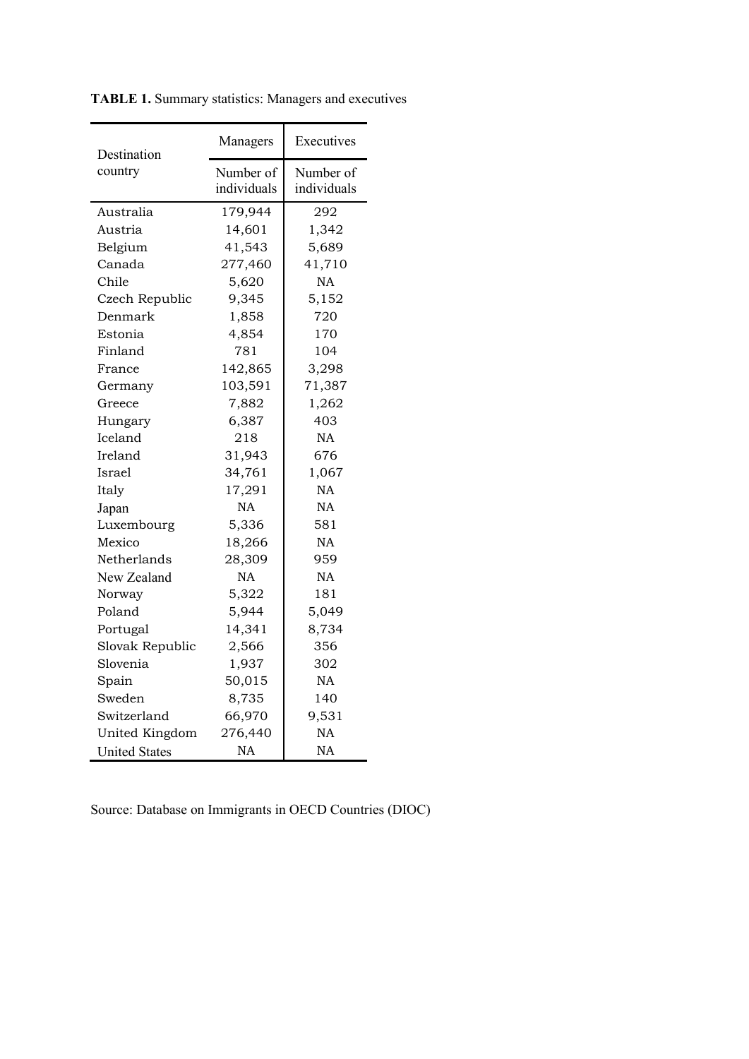**TABLE 1.** Summary statistics: Managers and executives

| Destination country | Managers | Executives |
|---|---|---|
| | Number of individuals | Number of individuals |
| Australia | 179,944 | 292 |
| Austria | 14,601 | 1,342 |
| Belgium | 41,543 | 5,689 |
| Canada | 277,460 | 41,710 |
| Chile | 5,620 | NA |
| Czech Republic | 9,345 | 5,152 |
| Denmark | 1,858 | 720 |
| Estonia | 4,854 | 170 |
| Finland | 781 | 104 |
| France | 142,865 | 3,298 |
| Germany | 103,591 | 71,387 |
| Greece | 7,882 | 1,262 |
| Hungary | 6,387 | 403 |
| Iceland | 218 | NA |
| Ireland | 31,943 | 676 |
| Israel | 34,761 | 1,067 |
| Italy | 17,291 | NA |
| Japan | NA | NA |
| Luxembourg | 5,336 | 581 |
| Mexico | 18,266 | NA |
| Netherlands | 28,309 | 959 |
| New Zealand | NA | NA |
| Norway | 5,322 | 181 |
| Poland | 5,944 | 5,049 |
| Portugal | 14,341 | 8,734 |
| Slovak Republic | 2,566 | 356 |
| Slovenia | 1,937 | 302 |
| Spain | 50,015 | NA |
| Sweden | 8,735 | 140 |
| Switzerland | 66,970 | 9,531 |
| United Kingdom | 276,440 | NA |
| United States | NA | NA |

Source: Database on Immigrants in OECD Countries (DIOC)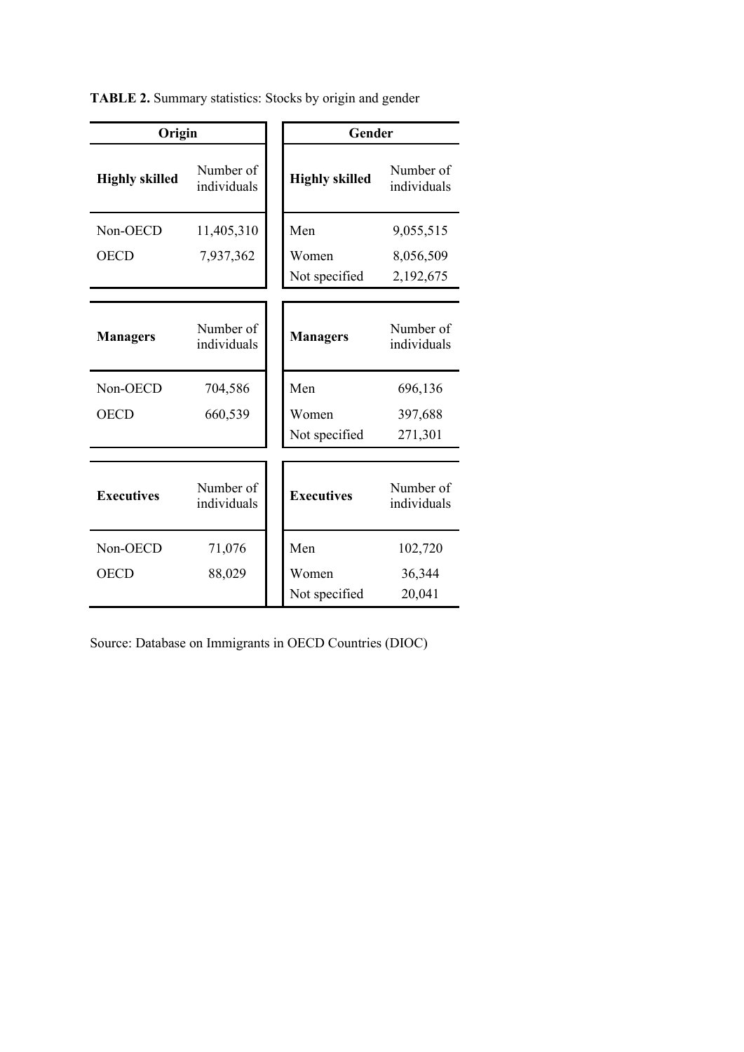**TABLE 2.** Summary statistics: Stocks by origin and gender

| Origin | | | Gender | |
|---|---|---|---|---|
| **Highly skilled** | Number of individuals | | **Highly skilled** | Number of individuals |
| Non-OECD | 11,405,310 | | Men | 9,055,515 |
| OECD | 7,937,362 | | Women | 8,056,509 |
| | | | Not specified | 2,192,675 |
| **Managers** | Number of individuals | | **Managers** | Number of individuals |
| Non-OECD | 704,586 | | Men | 696,136 |
| OECD | 660,539 | | Women | 397,688 |
| | | | Not specified | 271,301 |
| **Executives** | Number of individuals | | **Executives** | Number of individuals |
| Non-OECD | 71,076 | | Men | 102,720 |
| OECD | 88,029 | | Women | 36,344 |
| | | | Not specified | 20,041 |

Source: Database on Immigrants in OECD Countries (DIOC)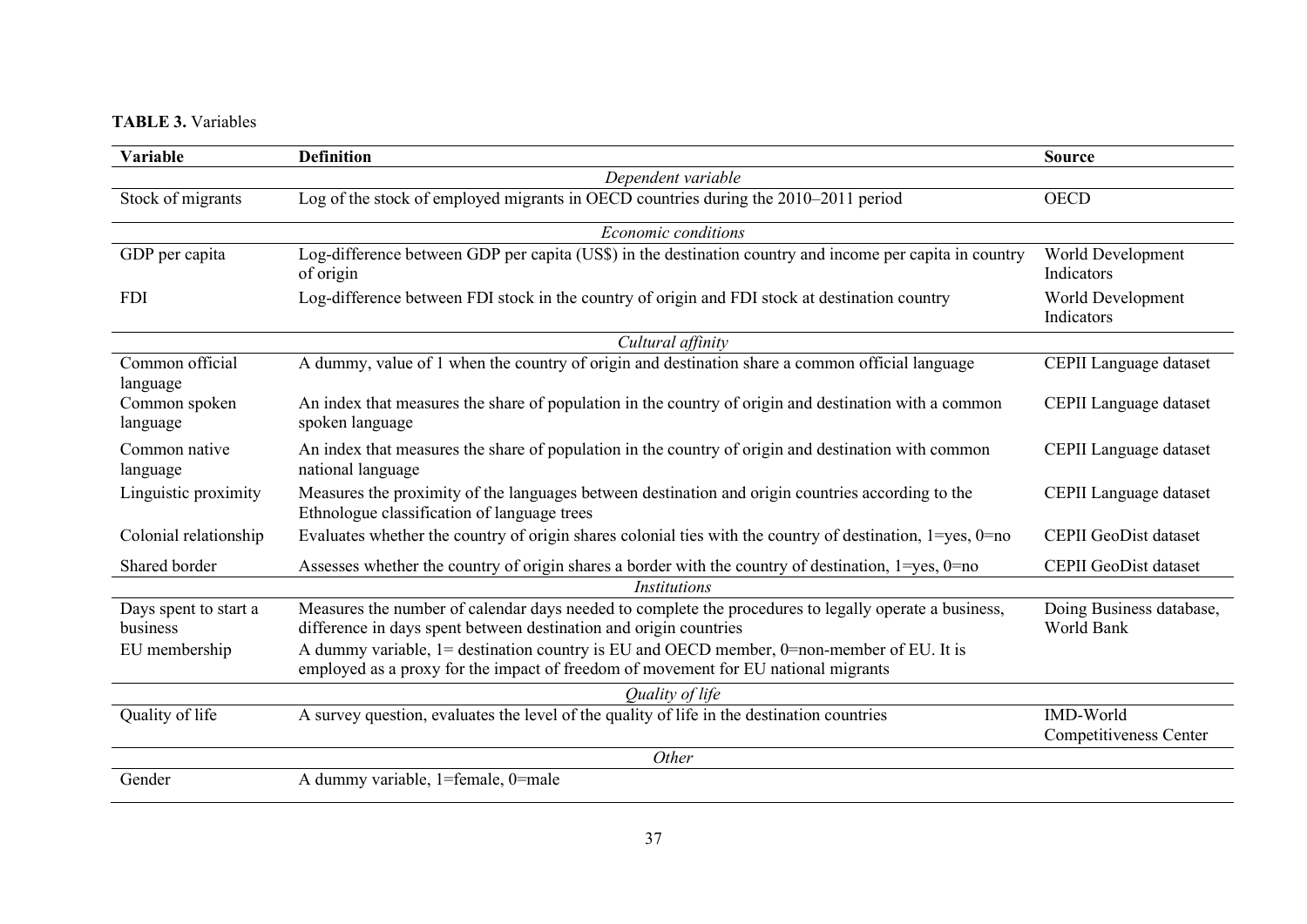**TABLE 3.** Variables

| Variable | Definition | Source |
|---|---|---|
| | *Dependent variable* | |
| Stock of migrants | Log of the stock of employed migrants in OECD countries during the 2010–2011 period | OECD |
| | *Economic conditions* | |
| GDP per capita | Log-difference between GDP per capita (US$) in the destination country and income per capita in country of origin | World Development Indicators |
| FDI | Log-difference between FDI stock in the country of origin and FDI stock at destination country | World Development Indicators |
| | *Cultural affinity* | |
| Common official language | A dummy, value of 1 when the country of origin and destination share a common official language | CEPII Language dataset |
| Common spoken language | An index that measures the share of population in the country of origin and destination with a common spoken language | CEPII Language dataset |
| Common native language | An index that measures the share of population in the country of origin and destination with common national language | CEPII Language dataset |
| Linguistic proximity | Measures the proximity of the languages between destination and origin countries according to the Ethnologue classification of language trees | CEPII Language dataset |
| Colonial relationship | Evaluates whether the country of origin shares colonial ties with the country of destination, 1=yes, 0=no | CEPII GeoDist dataset |
| Shared border | Assesses whether the country of origin shares a border with the country of destination, 1=yes, 0=no | CEPII GeoDist dataset |
| | *Institutions* | |
| Days spent to start a business | Measures the number of calendar days needed to complete the procedures to legally operate a business, difference in days spent between destination and origin countries | Doing Business database, World Bank |
| EU membership | A dummy variable, 1= destination country is EU and OECD member, 0=non-member of EU. It is employed as a proxy for the impact of freedom of movement for EU national migrants | |
| | *Quality of life* | |
| Quality of life | A survey question, evaluates the level of the quality of life in the destination countries | IMD-World Competitiveness Center |
| | *Other* | |
| Gender | A dummy variable, 1=female, 0=male | |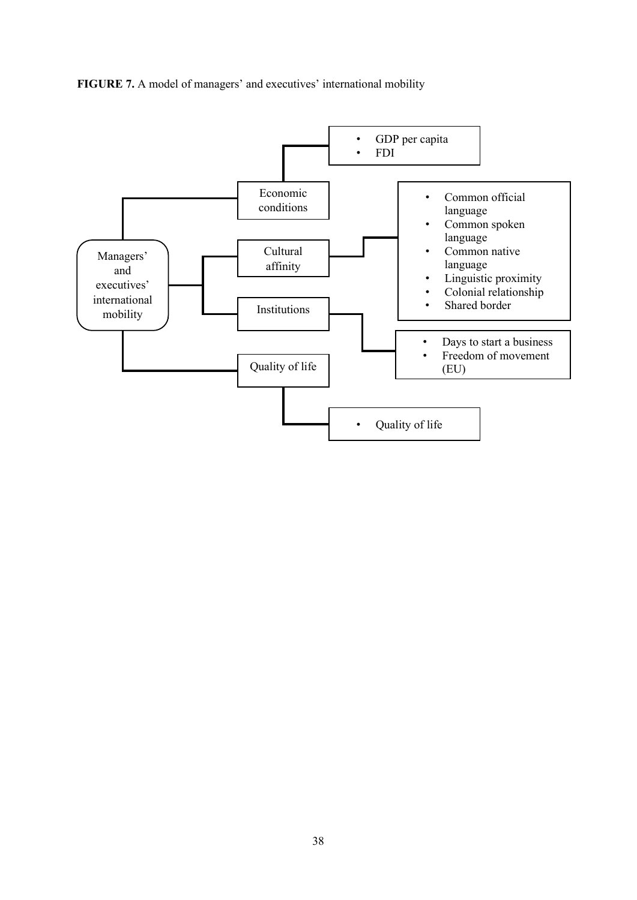**FIGURE 7.** A model of managers' and executives' international mobility

Managers' and executives' international mobility

Economic conditions

- GDP per capita
- FDI

Cultural affinity

- Common official language
- Common spoken language
- Common native language
- Linguistic proximity
- Colonial relationship
- Shared border

Institutions

- Days to start a business
- Freedom of movement (EU)

Quality of life

- Quality of life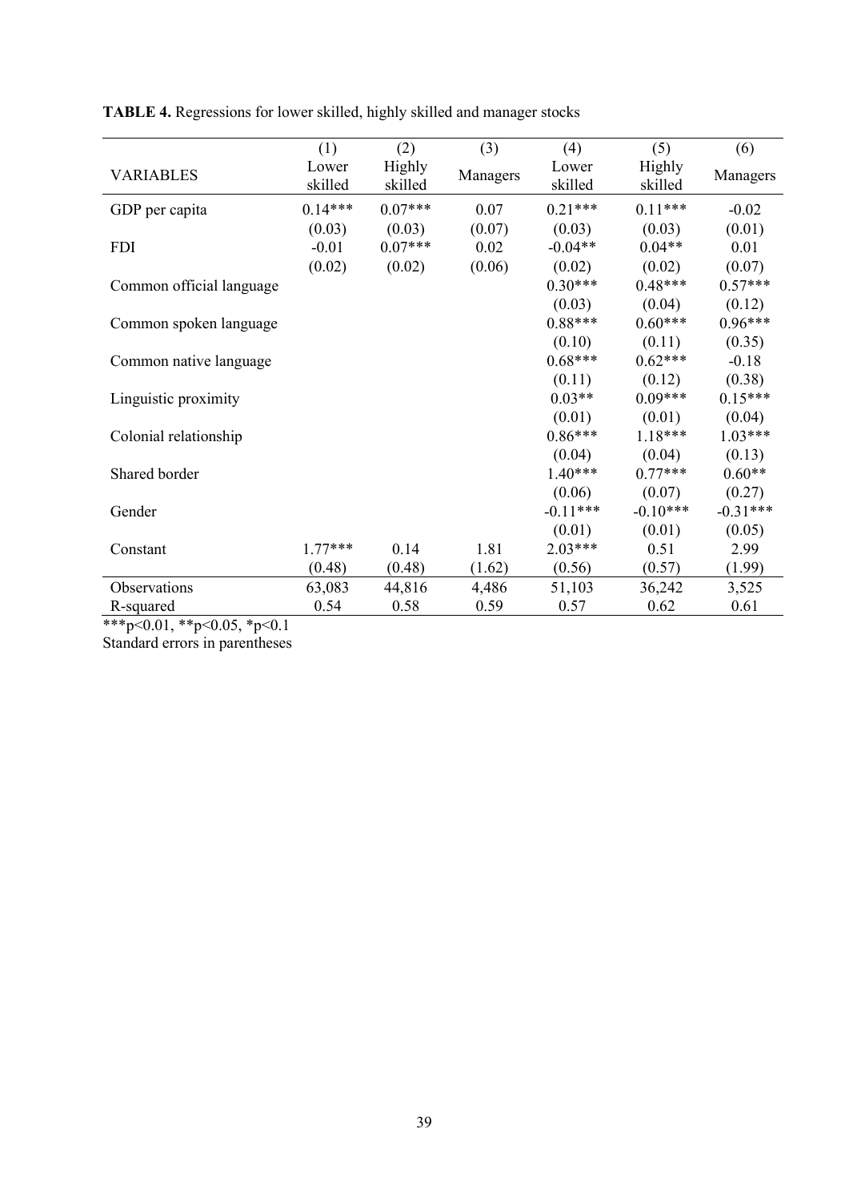**TABLE 4.** Regressions for lower skilled, highly skilled and manager stocks

| | (1) | (2) | (3) | (4) | (5) | (6) |
|---|---|---|---|---|---|---|
| VARIABLES | Lower skilled | Highly skilled | Managers | Lower skilled | Highly skilled | Managers |
| GDP per capita | 0.14*** | 0.07*** | 0.07 | 0.21*** | 0.11*** | -0.02 |
| | (0.03) | (0.03) | (0.07) | (0.03) | (0.03) | (0.01) |
| FDI | -0.01 | 0.07*** | 0.02 | -0.04** | 0.04** | 0.01 |
| | (0.02) | (0.02) | (0.06) | (0.02) | (0.02) | (0.07) |
| Common official language | | | | 0.30*** | 0.48*** | 0.57*** |
| | | | | (0.03) | (0.04) | (0.12) |
| Common spoken language | | | | 0.88*** | 0.60*** | 0.96*** |
| | | | | (0.10) | (0.11) | (0.35) |
| Common native language | | | | 0.68*** | 0.62*** | -0.18 |
| | | | | (0.11) | (0.12) | (0.38) |
| Linguistic proximity | | | | 0.03** | 0.09*** | 0.15*** |
| | | | | (0.01) | (0.01) | (0.04) |
| Colonial relationship | | | | 0.86*** | 1.18*** | 1.03*** |
| | | | | (0.04) | (0.04) | (0.13) |
| Shared border | | | | 1.40*** | 0.77*** | 0.60** |
| | | | | (0.06) | (0.07) | (0.27) |
| Gender | | | | -0.11*** | -0.10*** | -0.31*** |
| | | | | (0.01) | (0.01) | (0.05) |
| Constant | 1.77*** | 0.14 | 1.81 | 2.03*** | 0.51 | 2.99 |
| | (0.48) | (0.48) | (1.62) | (0.56) | (0.57) | (1.99) |
| Observations | 63,083 | 44,816 | 4,486 | 51,103 | 36,242 | 3,525 |
| R-squared | 0.54 | 0.58 | 0.59 | 0.57 | 0.62 | 0.61 |

***p<0.01, **p<0.05, *p<0.1

Standard errors in parentheses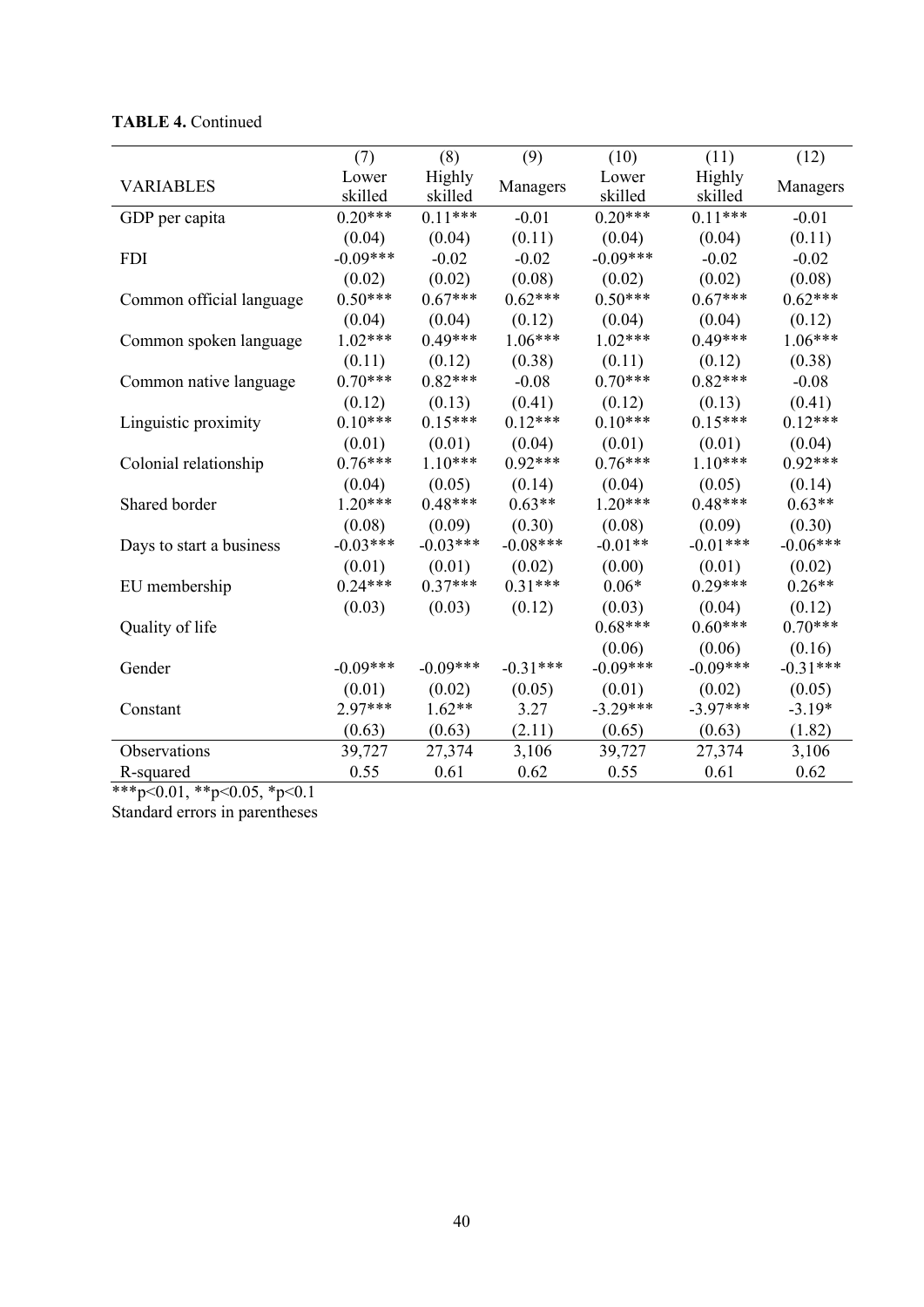**TABLE 4.** Continued

| VARIABLES | (7)<br>Lower skilled | (8)<br>Highly skilled | (9)<br>Managers | (10)<br>Lower skilled | (11)<br>Highly skilled | (12)<br>Managers |
|---|---|---|---|---|---|---|
| GDP per capita | 0.20*** | 0.11*** | -0.01 | 0.20*** | 0.11*** | -0.01 |
| | (0.04) | (0.04) | (0.11) | (0.04) | (0.04) | (0.11) |
| FDI | -0.09*** | -0.02 | -0.02 | -0.09*** | -0.02 | -0.02 |
| | (0.02) | (0.02) | (0.08) | (0.02) | (0.02) | (0.08) |
| Common official language | 0.50*** | 0.67*** | 0.62*** | 0.50*** | 0.67*** | 0.62*** |
| | (0.04) | (0.04) | (0.12) | (0.04) | (0.04) | (0.12) |
| Common spoken language | 1.02*** | 0.49*** | 1.06*** | 1.02*** | 0.49*** | 1.06*** |
| | (0.11) | (0.12) | (0.38) | (0.11) | (0.12) | (0.38) |
| Common native language | 0.70*** | 0.82*** | -0.08 | 0.70*** | 0.82*** | -0.08 |
| | (0.12) | (0.13) | (0.41) | (0.12) | (0.13) | (0.41) |
| Linguistic proximity | 0.10*** | 0.15*** | 0.12*** | 0.10*** | 0.15*** | 0.12*** |
| | (0.01) | (0.01) | (0.04) | (0.01) | (0.01) | (0.04) |
| Colonial relationship | 0.76*** | 1.10*** | 0.92*** | 0.76*** | 1.10*** | 0.92*** |
| | (0.04) | (0.05) | (0.14) | (0.04) | (0.05) | (0.14) |
| Shared border | 1.20*** | 0.48*** | 0.63** | 1.20*** | 0.48*** | 0.63** |
| | (0.08) | (0.09) | (0.30) | (0.08) | (0.09) | (0.30) |
| Days to start a business | -0.03*** | -0.03*** | -0.08*** | -0.01** | -0.01*** | -0.06*** |
| | (0.01) | (0.01) | (0.02) | (0.00) | (0.01) | (0.02) |
| EU membership | 0.24*** | 0.37*** | 0.31*** | 0.06* | 0.29*** | 0.26** |
| | (0.03) | (0.03) | (0.12) | (0.03) | (0.04) | (0.12) |
| Quality of life | | | | 0.68*** | 0.60*** | 0.70*** |
| | | | | (0.06) | (0.06) | (0.16) |
| Gender | -0.09*** | -0.09*** | -0.31*** | -0.09*** | -0.09*** | -0.31*** |
| | (0.01) | (0.02) | (0.05) | (0.01) | (0.02) | (0.05) |
| Constant | 2.97*** | 1.62** | 3.27 | -3.29*** | -3.97*** | -3.19* |
| | (0.63) | (0.63) | (2.11) | (0.65) | (0.63) | (1.82) |
| Observations | 39,727 | 27,374 | 3,106 | 39,727 | 27,374 | 3,106 |
| R-squared | 0.55 | 0.61 | 0.62 | 0.55 | 0.61 | 0.62 |

***p<0.01, **p<0.05, *p<0.1
Standard errors in parentheses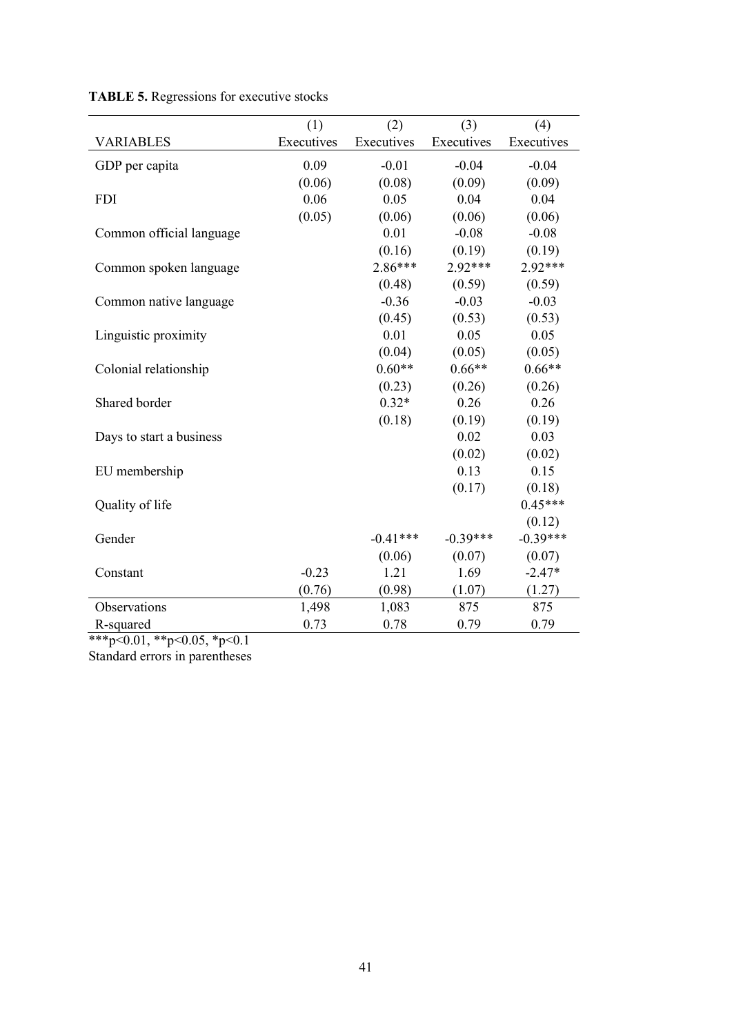**TABLE 5.** Regressions for executive stocks

| | (1) | (2) | (3) | (4) |
|---|---|---|---|---|
| VARIABLES | Executives | Executives | Executives | Executives |
| GDP per capita | 0.09 | -0.01 | -0.04 | -0.04 |
| | (0.06) | (0.08) | (0.09) | (0.09) |
| FDI | 0.06 | 0.05 | 0.04 | 0.04 |
| | (0.05) | (0.06) | (0.06) | (0.06) |
| Common official language | | 0.01 | -0.08 | -0.08 |
| | | (0.16) | (0.19) | (0.19) |
| Common spoken language | | 2.86*** | 2.92*** | 2.92*** |
| | | (0.48) | (0.59) | (0.59) |
| Common native language | | -0.36 | -0.03 | -0.03 |
| | | (0.45) | (0.53) | (0.53) |
| Linguistic proximity | | 0.01 | 0.05 | 0.05 |
| | | (0.04) | (0.05) | (0.05) |
| Colonial relationship | | 0.60** | 0.66** | 0.66** |
| | | (0.23) | (0.26) | (0.26) |
| Shared border | | 0.32* | 0.26 | 0.26 |
| | | (0.18) | (0.19) | (0.19) |
| Days to start a business | | | 0.02 | 0.03 |
| | | | (0.02) | (0.02) |
| EU membership | | | 0.13 | 0.15 |
| | | | (0.17) | (0.18) |
| Quality of life | | | | 0.45*** |
| | | | | (0.12) |
| Gender | | -0.41*** | -0.39*** | -0.39*** |
| | | (0.06) | (0.07) | (0.07) |
| Constant | -0.23 | 1.21 | 1.69 | -2.47* |
| | (0.76) | (0.98) | (1.07) | (1.27) |
| Observations | 1,498 | 1,083 | 875 | 875 |
| R-squared | 0.73 | 0.78 | 0.79 | 0.79 |

***p<0.01, **p<0.05, *p<0.1
Standard errors in parentheses